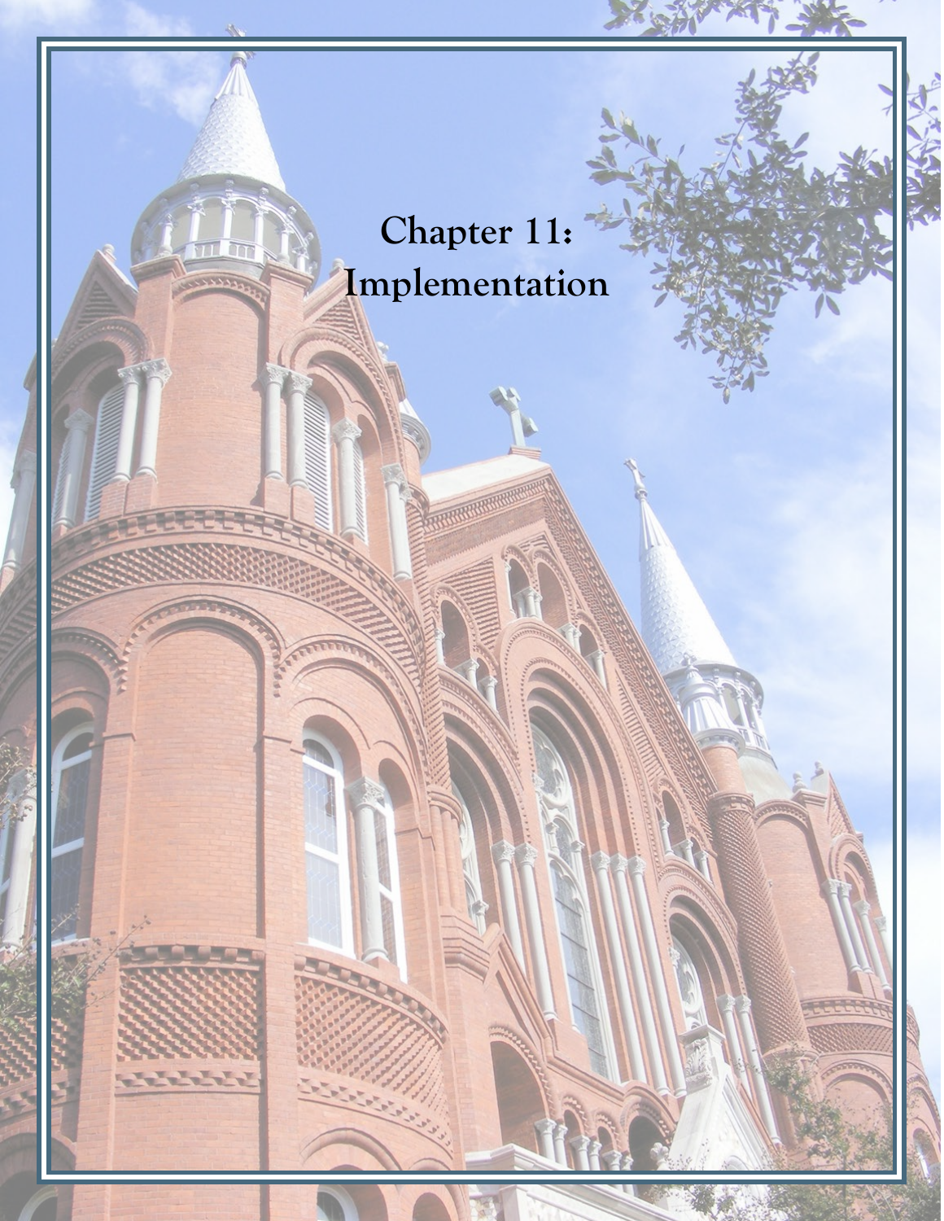# Chapter 11: Implementation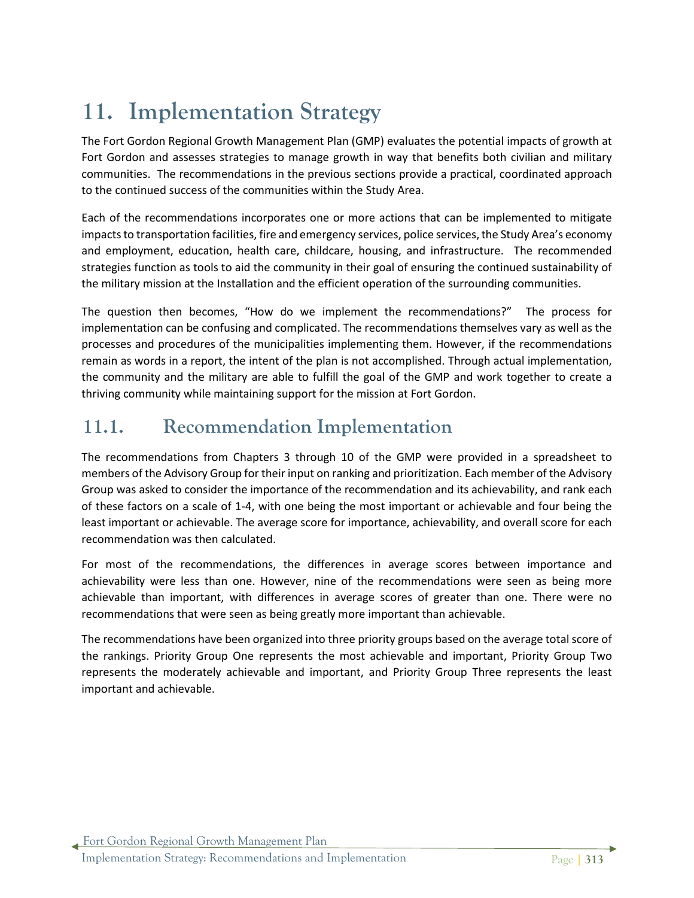# 11. Implementation Strategy

The Fort Gordon Regional Growth Management Plan (GMP) evaluates the potential impacts of growth at Fort Gordon and assesses strategies to manage growth in way that benefits both civilian and military communities. The recommendations in the previous sections provide a practical, coordinated approach to the continued success of the communities within the Study Area.

Each of the recommendations incorporates one or more actions that can be implemented to mitigate impacts to transportation facilities, fire and emergency services, police services, the Study Area's economy and employment, education, health care, childcare, housing, and infrastructure. The recommended strategies function as tools to aid the community in their goal of ensuring the continued sustainability of the military mission at the Installation and the efficient operation of the surrounding communities.

The question then becomes, "How do we implement the recommendations?" The process for implementation can be confusing and complicated. The recommendations themselves vary as well as the processes and procedures of the municipalities implementing them. However, if the recommendations remain as words in a report, the intent of the plan is not accomplished. Through actual implementation, the community and the military are able to fulfill the goal of the GMP and work together to create a thriving community while maintaining support for the mission at Fort Gordon.

## 11.1. Recommendation Implementation

The recommendations from Chapters 3 through 10 of the GMP were provided in a spreadsheet to members of the Advisory Group for their input on ranking and prioritization. Each member of the Advisory Group was asked to consider the importance of the recommendation and its achievability, and rank each of these factors on a scale of 1-4, with one being the most important or achievable and four being the least important or achievable. The average score for importance, achievability, and overall score for each recommendation was then calculated.

For most of the recommendations, the differences in average scores between importance and achievability were less than one. However, nine of the recommendations were seen as being more achievable than important, with differences in average scores of greater than one. There were no recommendations that were seen as being greatly more important than achievable.

The recommendations have been organized into three priority groups based on the average total score of the rankings. Priority Group One represents the most achievable and important, Priority Group Two represents the moderately achievable and important, and Priority Group Three represents the least important and achievable.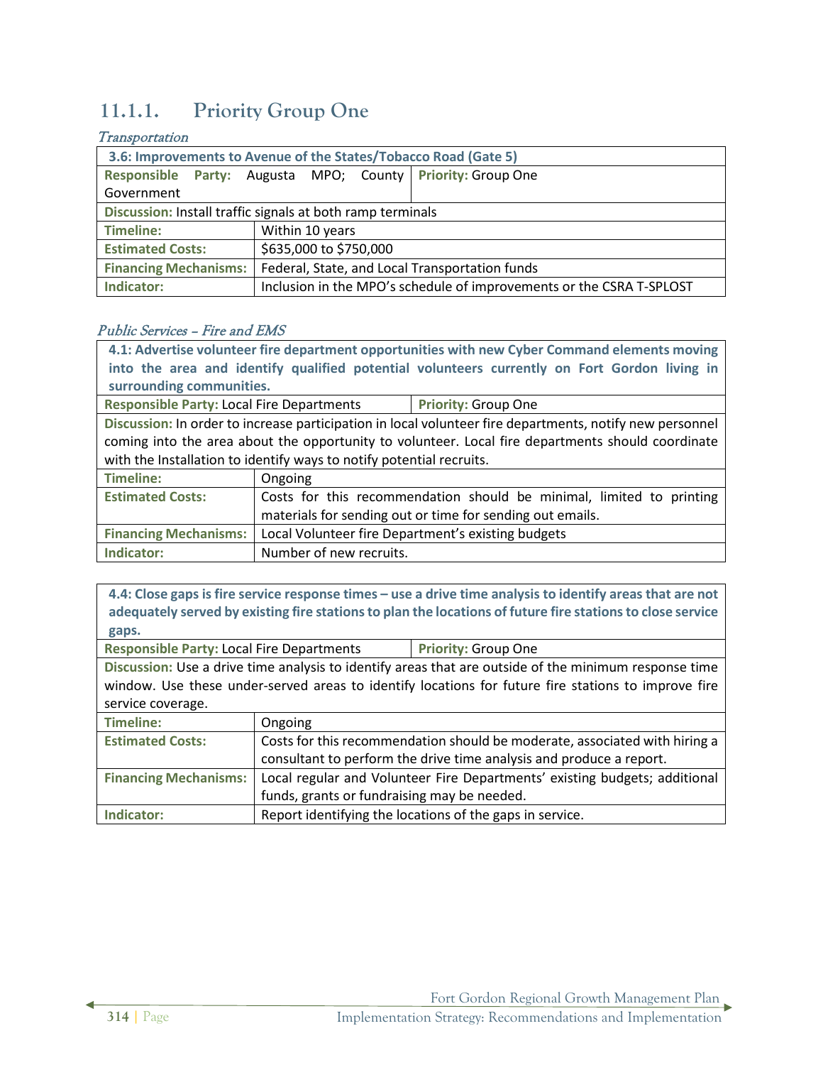### 11.1.1. Priority Group One

*Transportation*

| 3.6: Improvements to Avenue of the States/Tobacco Road (Gate 5) | |
|---|---|
| **Responsible Party:** Augusta MPO; County Government | **Priority:** Group One |
| **Discussion:** Install traffic signals at both ramp terminals | |
| **Timeline:** | Within 10 years |
| **Estimated Costs:** | $635,000 to $750,000 |
| **Financing Mechanisms:** | Federal, State, and Local Transportation funds |
| **Indicator:** | Inclusion in the MPO's schedule of improvements or the CSRA T-SPLOST |

*Public Services – Fire and EMS*

| 4.1: Advertise volunteer fire department opportunities with new Cyber Command elements moving into the area and identify qualified potential volunteers currently on Fort Gordon living in surrounding communities. | |
|---|---|
| **Responsible Party:** Local Fire Departments | **Priority:** Group One |
| **Discussion:** In order to increase participation in local volunteer fire departments, notify new personnel coming into the area about the opportunity to volunteer. Local fire departments should coordinate with the Installation to identify ways to notify potential recruits. | |
| **Timeline:** | Ongoing |
| **Estimated Costs:** | Costs for this recommendation should be minimal, limited to printing materials for sending out or time for sending out emails. |
| **Financing Mechanisms:** | Local Volunteer fire Department's existing budgets |
| **Indicator:** | Number of new recruits. |

| 4.4: Close gaps is fire service response times – use a drive time analysis to identify areas that are not adequately served by existing fire stations to plan the locations of future fire stations to close service gaps. | |
|---|---|
| **Responsible Party:** Local Fire Departments | **Priority:** Group One |
| **Discussion:** Use a drive time analysis to identify areas that are outside of the minimum response time window. Use these under-served areas to identify locations for future fire stations to improve fire service coverage. | |
| **Timeline:** | Ongoing |
| **Estimated Costs:** | Costs for this recommendation should be moderate, associated with hiring a consultant to perform the drive time analysis and produce a report. |
| **Financing Mechanisms:** | Local regular and Volunteer Fire Departments' existing budgets; additional funds, grants or fundraising may be needed. |
| **Indicator:** | Report identifying the locations of the gaps in service. |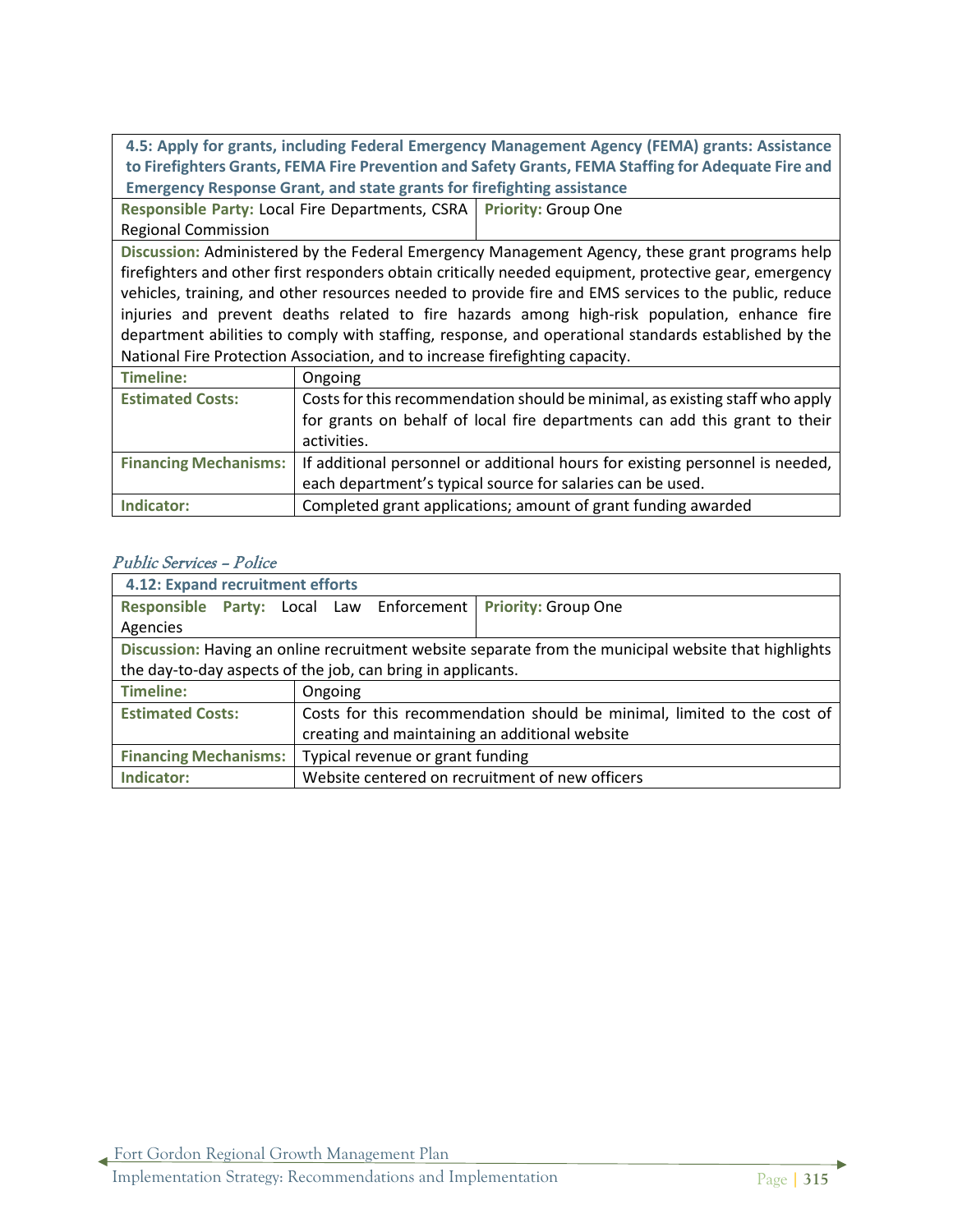| **4.5: Apply for grants, including Federal Emergency Management Agency (FEMA) grants: Assistance to Firefighters Grants, FEMA Fire Prevention and Safety Grants, FEMA Staffing for Adequate Fire and Emergency Response Grant, and state grants for firefighting assistance** | |
|---|---|
| **Responsible Party:** Local Fire Departments, CSRA Regional Commission | **Priority:** Group One |
| **Discussion:** Administered by the Federal Emergency Management Agency, these grant programs help firefighters and other first responders obtain critically needed equipment, protective gear, emergency vehicles, training, and other resources needed to provide fire and EMS services to the public, reduce injuries and prevent deaths related to fire hazards among high-risk population, enhance fire department abilities to comply with staffing, response, and operational standards established by the National Fire Protection Association, and to increase firefighting capacity. | |
| **Timeline:** | Ongoing |
| **Estimated Costs:** | Costs for this recommendation should be minimal, as existing staff who apply for grants on behalf of local fire departments can add this grant to their activities. |
| **Financing Mechanisms:** | If additional personnel or additional hours for existing personnel is needed, each department's typical source for salaries can be used. |
| **Indicator:** | Completed grant applications; amount of grant funding awarded |

*Public Services – Police*

| **4.12: Expand recruitment efforts** | |
|---|---|
| **Responsible Party:** Local Law Enforcement Agencies | **Priority:** Group One |
| **Discussion:** Having an online recruitment website separate from the municipal website that highlights the day-to-day aspects of the job, can bring in applicants. | |
| **Timeline:** | Ongoing |
| **Estimated Costs:** | Costs for this recommendation should be minimal, limited to the cost of creating and maintaining an additional website |
| **Financing Mechanisms:** | Typical revenue or grant funding |
| **Indicator:** | Website centered on recruitment of new officers |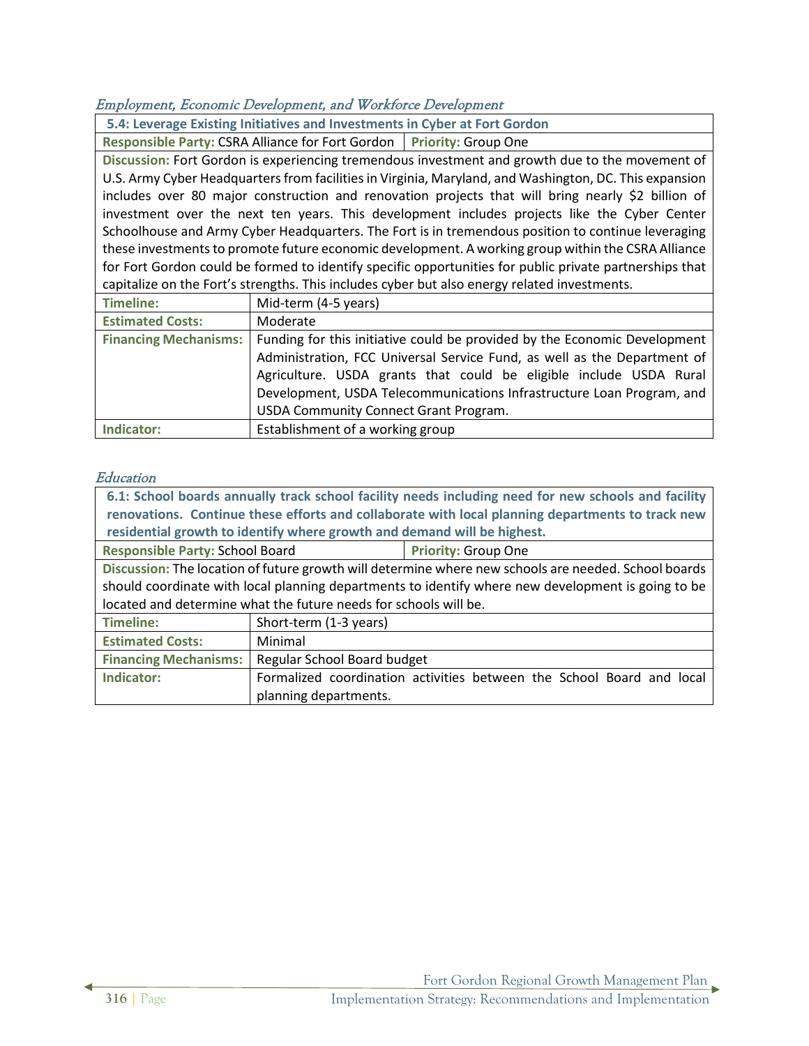## *Employment, Economic Development, and Workforce Development*

| **5.4: Leverage Existing Initiatives and Investments in Cyber at Fort Gordon** | |
|---|---|
| **Responsible Party:** CSRA Alliance for Fort Gordon | **Priority:** Group One |
| **Discussion:** Fort Gordon is experiencing tremendous investment and growth due to the movement of U.S. Army Cyber Headquarters from facilities in Virginia, Maryland, and Washington, DC. This expansion includes over 80 major construction and renovation projects that will bring nearly $2 billion of investment over the next ten years. This development includes projects like the Cyber Center Schoolhouse and Army Cyber Headquarters. The Fort is in tremendous position to continue leveraging these investments to promote future economic development. A working group within the CSRA Alliance for Fort Gordon could be formed to identify specific opportunities for public private partnerships that capitalize on the Fort's strengths. This includes cyber but also energy related investments. | |
| **Timeline:** | Mid-term (4-5 years) |
| **Estimated Costs:** | Moderate |
| **Financing Mechanisms:** | Funding for this initiative could be provided by the Economic Development Administration, FCC Universal Service Fund, as well as the Department of Agriculture. USDA grants that could be eligible include USDA Rural Development, USDA Telecommunications Infrastructure Loan Program, and USDA Community Connect Grant Program. |
| **Indicator:** | Establishment of a working group |

## *Education*

| **6.1: School boards annually track school facility needs including need for new schools and facility renovations. Continue these efforts and collaborate with local planning departments to track new residential growth to identify where growth and demand will be highest.** | |
|---|---|
| **Responsible Party:** School Board | **Priority:** Group One |
| **Discussion:** The location of future growth will determine where new schools are needed. School boards should coordinate with local planning departments to identify where new development is going to be located and determine what the future needs for schools will be. | |
| **Timeline:** | Short-term (1-3 years) |
| **Estimated Costs:** | Minimal |
| **Financing Mechanisms:** | Regular School Board budget |
| **Indicator:** | Formalized coordination activities between the School Board and local planning departments. |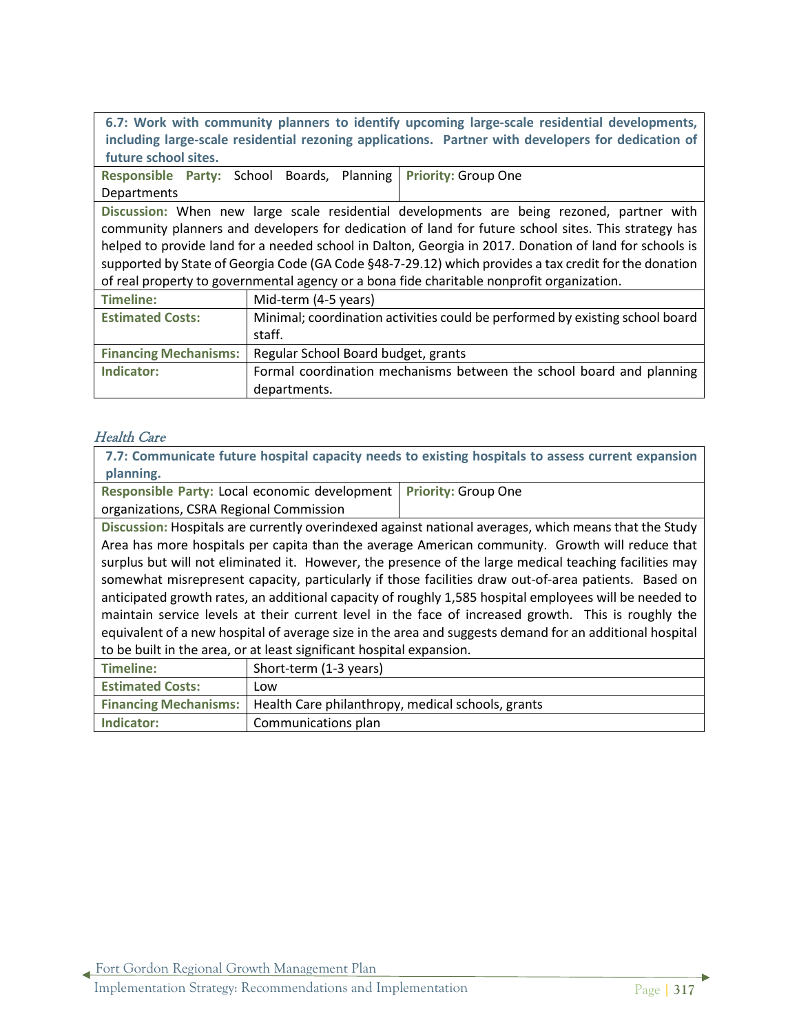| **6.7: Work with community planners to identify upcoming large-scale residential developments, including large-scale residential rezoning applications. Partner with developers for dedication of future school sites.** | |
|---|---|
| **Responsible Party:** School Boards, Planning Departments | **Priority:** Group One |
| **Discussion:** When new large scale residential developments are being rezoned, partner with community planners and developers for dedication of land for future school sites. This strategy has helped to provide land for a needed school in Dalton, Georgia in 2017. Donation of land for schools is supported by State of Georgia Code (GA Code §48-7-29.12) which provides a tax credit for the donation of real property to governmental agency or a bona fide charitable nonprofit organization. | |
| **Timeline:** | Mid-term (4-5 years) |
| **Estimated Costs:** | Minimal; coordination activities could be performed by existing school board staff. |
| **Financing Mechanisms:** | Regular School Board budget, grants |
| **Indicator:** | Formal coordination mechanisms between the school board and planning departments. |

### *Health Care*

| **7.7: Communicate future hospital capacity needs to existing hospitals to assess current expansion planning.** | |
|---|---|
| **Responsible Party:** Local economic development organizations, CSRA Regional Commission | **Priority:** Group One |
| **Discussion:** Hospitals are currently overindexed against national averages, which means that the Study Area has more hospitals per capita than the average American community. Growth will reduce that surplus but will not eliminated it. However, the presence of the large medical teaching facilities may somewhat misrepresent capacity, particularly if those facilities draw out-of-area patients. Based on anticipated growth rates, an additional capacity of roughly 1,585 hospital employees will be needed to maintain service levels at their current level in the face of increased growth. This is roughly the equivalent of a new hospital of average size in the area and suggests demand for an additional hospital to be built in the area, or at least significant hospital expansion. | |
| **Timeline:** | Short-term (1-3 years) |
| **Estimated Costs:** | Low |
| **Financing Mechanisms:** | Health Care philanthropy, medical schools, grants |
| **Indicator:** | Communications plan |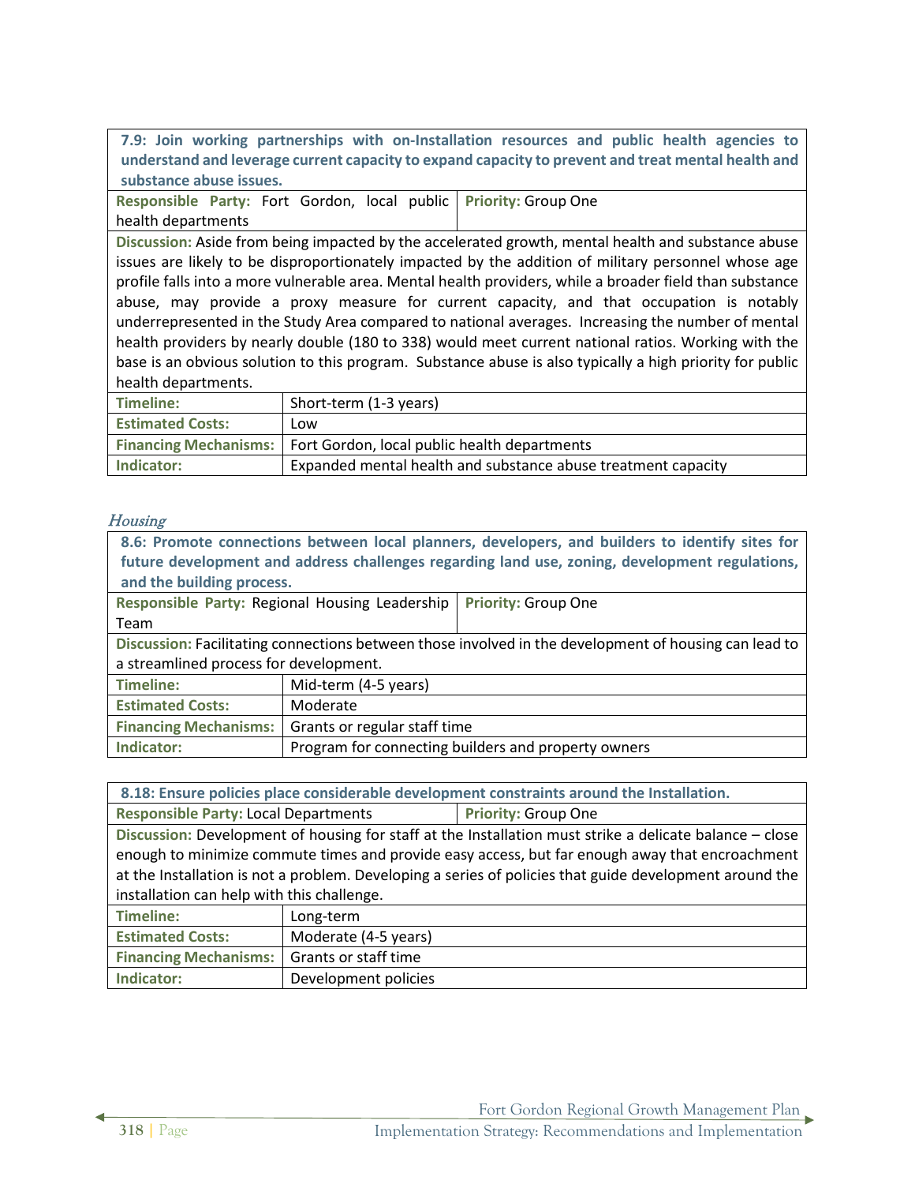| **7.9: Join working partnerships with on-Installation resources and public health agencies to understand and leverage current capacity to expand capacity to prevent and treat mental health and substance abuse issues.** | |
|---|---|
| **Responsible Party:** Fort Gordon, local public health departments | **Priority:** Group One |
| **Discussion:** Aside from being impacted by the accelerated growth, mental health and substance abuse issues are likely to be disproportionately impacted by the addition of military personnel whose age profile falls into a more vulnerable area. Mental health providers, while a broader field than substance abuse, may provide a proxy measure for current capacity, and that occupation is notably underrepresented in the Study Area compared to national averages. Increasing the number of mental health providers by nearly double (180 to 338) would meet current national ratios. Working with the base is an obvious solution to this program. Substance abuse is also typically a high priority for public health departments. | |
| **Timeline:** | Short-term (1-3 years) |
| **Estimated Costs:** | Low |
| **Financing Mechanisms:** | Fort Gordon, local public health departments |
| **Indicator:** | Expanded mental health and substance abuse treatment capacity |

*Housing*

| **8.6: Promote connections between local planners, developers, and builders to identify sites for future development and address challenges regarding land use, zoning, development regulations, and the building process.** | |
|---|---|
| **Responsible Party:** Regional Housing Leadership Team | **Priority:** Group One |
| **Discussion:** Facilitating connections between those involved in the development of housing can lead to a streamlined process for development. | |
| **Timeline:** | Mid-term (4-5 years) |
| **Estimated Costs:** | Moderate |
| **Financing Mechanisms:** | Grants or regular staff time |
| **Indicator:** | Program for connecting builders and property owners |

| **8.18: Ensure policies place considerable development constraints around the Installation.** | |
|---|---|
| **Responsible Party:** Local Departments | **Priority:** Group One |
| **Discussion:** Development of housing for staff at the Installation must strike a delicate balance – close enough to minimize commute times and provide easy access, but far enough away that encroachment at the Installation is not a problem. Developing a series of policies that guide development around the installation can help with this challenge. | |
| **Timeline:** | Long-term |
| **Estimated Costs:** | Moderate (4-5 years) |
| **Financing Mechanisms:** | Grants or staff time |
| **Indicator:** | Development policies |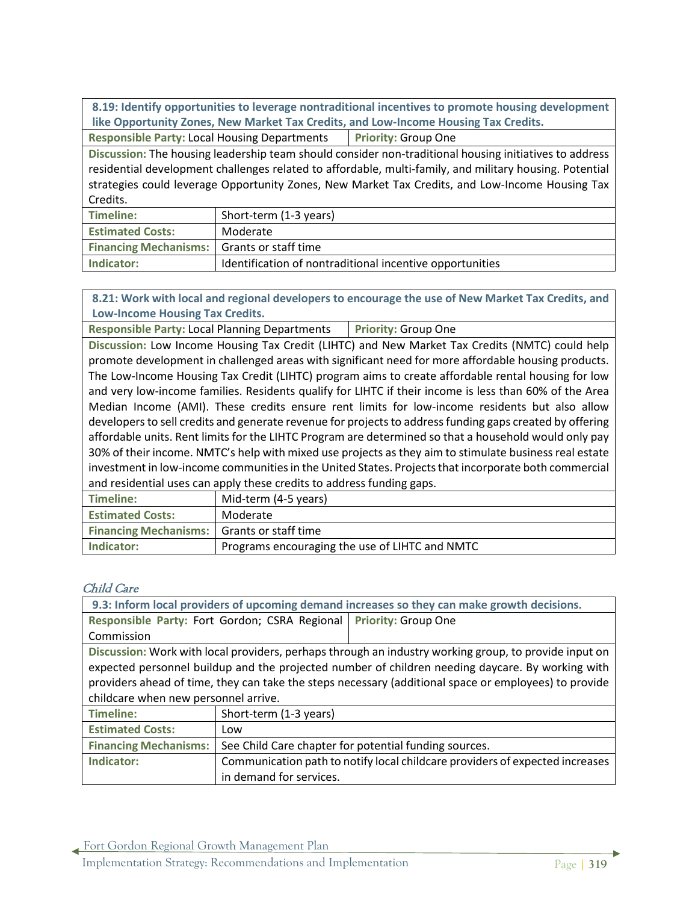| **8.19: Identify opportunities to leverage nontraditional incentives to promote housing development like Opportunity Zones, New Market Tax Credits, and Low-Income Housing Tax Credits.** | |
|---|---|
| **Responsible Party:** Local Housing Departments | **Priority:** Group One |
| **Discussion:** The housing leadership team should consider non-traditional housing initiatives to address residential development challenges related to affordable, multi-family, and military housing. Potential strategies could leverage Opportunity Zones, New Market Tax Credits, and Low-Income Housing Tax Credits. | |
| **Timeline:** | Short-term (1-3 years) |
| **Estimated Costs:** | Moderate |
| **Financing Mechanisms:** | Grants or staff time |
| **Indicator:** | Identification of nontraditional incentive opportunities |

| **8.21: Work with local and regional developers to encourage the use of New Market Tax Credits, and Low-Income Housing Tax Credits.** | |
|---|---|
| **Responsible Party:** Local Planning Departments | **Priority:** Group One |
| **Discussion:** Low Income Housing Tax Credit (LIHTC) and New Market Tax Credits (NMTC) could help promote development in challenged areas with significant need for more affordable housing products. The Low-Income Housing Tax Credit (LIHTC) program aims to create affordable rental housing for low and very low-income families. Residents qualify for LIHTC if their income is less than 60% of the Area Median Income (AMI). These credits ensure rent limits for low-income residents but also allow developers to sell credits and generate revenue for projects to address funding gaps created by offering affordable units. Rent limits for the LIHTC Program are determined so that a household would only pay 30% of their income. NMTC's help with mixed use projects as they aim to stimulate business real estate investment in low-income communities in the United States. Projects that incorporate both commercial and residential uses can apply these credits to address funding gaps. | |
| **Timeline:** | Mid-term (4-5 years) |
| **Estimated Costs:** | Moderate |
| **Financing Mechanisms:** | Grants or staff time |
| **Indicator:** | Programs encouraging the use of LIHTC and NMTC |

### *Child Care*

| **9.3: Inform local providers of upcoming demand increases so they can make growth decisions.** | |
|---|---|
| **Responsible Party:** Fort Gordon; CSRA Regional Commission | **Priority:** Group One |
| **Discussion:** Work with local providers, perhaps through an industry working group, to provide input on expected personnel buildup and the projected number of children needing daycare. By working with providers ahead of time, they can take the steps necessary (additional space or employees) to provide childcare when new personnel arrive. | |
| **Timeline:** | Short-term (1-3 years) |
| **Estimated Costs:** | Low |
| **Financing Mechanisms:** | See Child Care chapter for potential funding sources. |
| **Indicator:** | Communication path to notify local childcare providers of expected increases in demand for services. |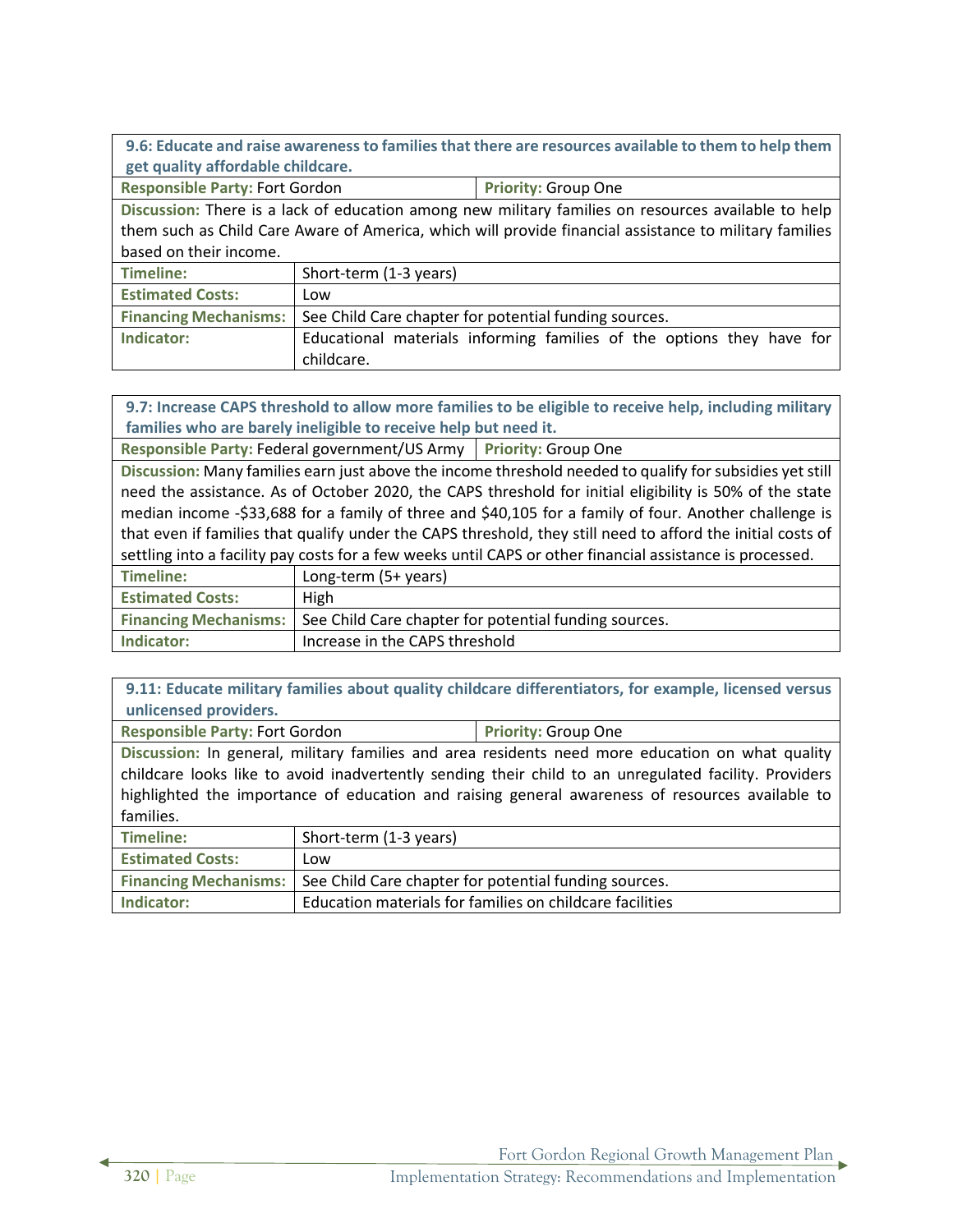| **9.6: Educate and raise awareness to families that there are resources available to them to help them get quality affordable childcare.** | |
|---|---|
| **Responsible Party:** Fort Gordon | **Priority:** Group One |
| **Discussion:** There is a lack of education among new military families on resources available to help them such as Child Care Aware of America, which will provide financial assistance to military families based on their income. | |
| **Timeline:** | Short-term (1-3 years) |
| **Estimated Costs:** | Low |
| **Financing Mechanisms:** | See Child Care chapter for potential funding sources. |
| **Indicator:** | Educational materials informing families of the options they have for childcare. |

| **9.7: Increase CAPS threshold to allow more families to be eligible to receive help, including military families who are barely ineligible to receive help but need it.** | |
|---|---|
| **Responsible Party:** Federal government/US Army | **Priority:** Group One |
| **Discussion:** Many families earn just above the income threshold needed to qualify for subsidies yet still need the assistance. As of October 2020, the CAPS threshold for initial eligibility is 50% of the state median income -$33,688 for a family of three and $40,105 for a family of four. Another challenge is that even if families that qualify under the CAPS threshold, they still need to afford the initial costs of settling into a facility pay costs for a few weeks until CAPS or other financial assistance is processed. | |
| **Timeline:** | Long-term (5+ years) |
| **Estimated Costs:** | High |
| **Financing Mechanisms:** | See Child Care chapter for potential funding sources. |
| **Indicator:** | Increase in the CAPS threshold |

| **9.11: Educate military families about quality childcare differentiators, for example, licensed versus unlicensed providers.** | |
|---|---|
| **Responsible Party:** Fort Gordon | **Priority:** Group One |
| **Discussion:** In general, military families and area residents need more education on what quality childcare looks like to avoid inadvertently sending their child to an unregulated facility. Providers highlighted the importance of education and raising general awareness of resources available to families. | |
| **Timeline:** | Short-term (1-3 years) |
| **Estimated Costs:** | Low |
| **Financing Mechanisms:** | See Child Care chapter for potential funding sources. |
| **Indicator:** | Education materials for families on childcare facilities |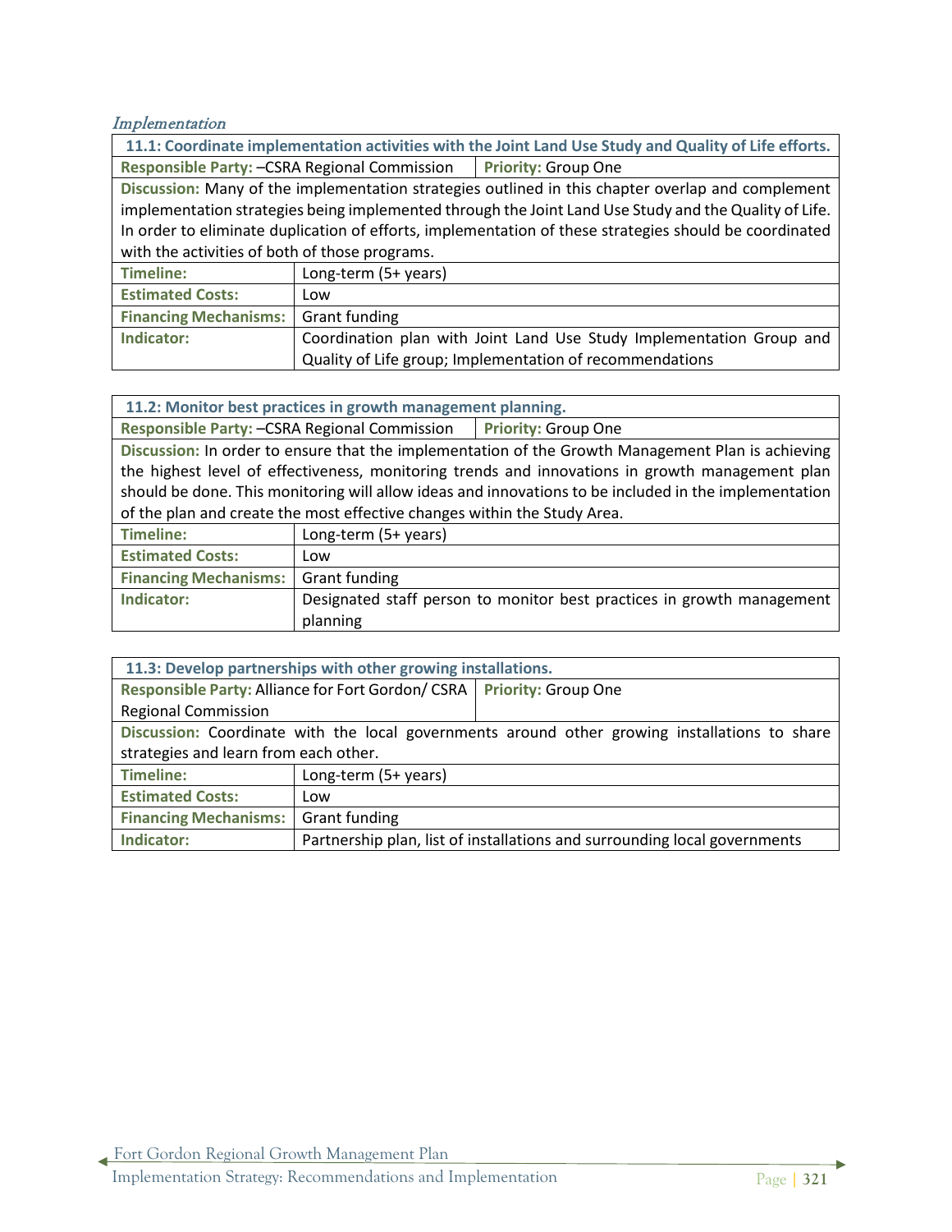*Implementation*

| **11.1: Coordinate implementation activities with the Joint Land Use Study and Quality of Life efforts.** | |
|---|---|
| **Responsible Party:** –CSRA Regional Commission | **Priority:** Group One |
| **Discussion:** Many of the implementation strategies outlined in this chapter overlap and complement implementation strategies being implemented through the Joint Land Use Study and the Quality of Life. In order to eliminate duplication of efforts, implementation of these strategies should be coordinated with the activities of both of those programs. | |
| **Timeline:** | Long-term (5+ years) |
| **Estimated Costs:** | Low |
| **Financing Mechanisms:** | Grant funding |
| **Indicator:** | Coordination plan with Joint Land Use Study Implementation Group and Quality of Life group; Implementation of recommendations |

| **11.2: Monitor best practices in growth management planning.** | |
|---|---|
| **Responsible Party:** –CSRA Regional Commission | **Priority:** Group One |
| **Discussion:** In order to ensure that the implementation of the Growth Management Plan is achieving the highest level of effectiveness, monitoring trends and innovations in growth management plan should be done. This monitoring will allow ideas and innovations to be included in the implementation of the plan and create the most effective changes within the Study Area. | |
| **Timeline:** | Long-term (5+ years) |
| **Estimated Costs:** | Low |
| **Financing Mechanisms:** | Grant funding |
| **Indicator:** | Designated staff person to monitor best practices in growth management planning |

| **11.3: Develop partnerships with other growing installations.** | |
|---|---|
| **Responsible Party:** Alliance for Fort Gordon/ CSRA Regional Commission | **Priority:** Group One |
| **Discussion:** Coordinate with the local governments around other growing installations to share strategies and learn from each other. | |
| **Timeline:** | Long-term (5+ years) |
| **Estimated Costs:** | Low |
| **Financing Mechanisms:** | Grant funding |
| **Indicator:** | Partnership plan, list of installations and surrounding local governments |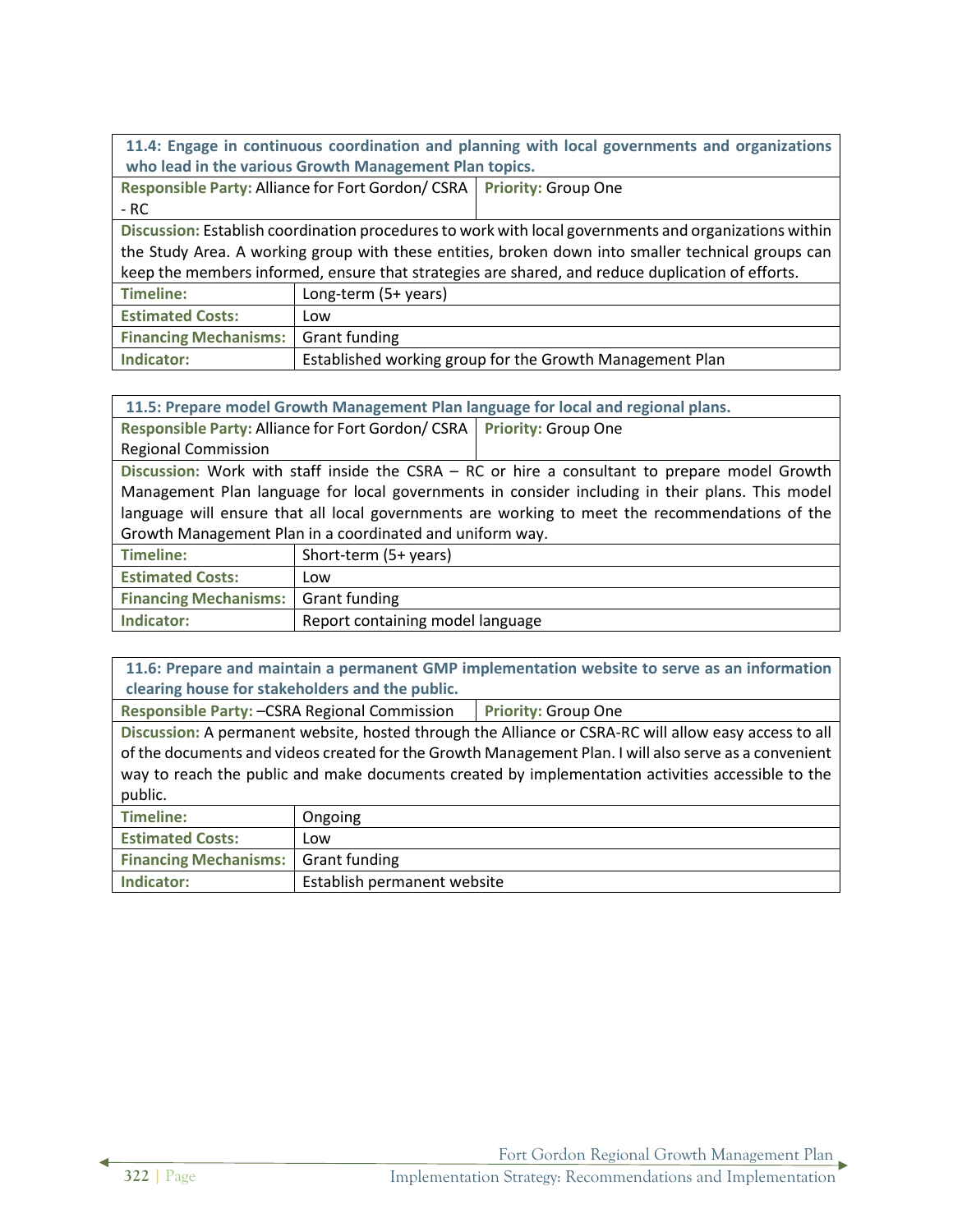| 11.4: Engage in continuous coordination and planning with local governments and organizations who lead in the various Growth Management Plan topics. | |
|---|---|
| **Responsible Party:** Alliance for Fort Gordon/ CSRA - RC | **Priority:** Group One |
| **Discussion:** Establish coordination procedures to work with local governments and organizations within the Study Area. A working group with these entities, broken down into smaller technical groups can keep the members informed, ensure that strategies are shared, and reduce duplication of efforts. | |
| **Timeline:** | Long-term (5+ years) |
| **Estimated Costs:** | Low |
| **Financing Mechanisms:** | Grant funding |
| **Indicator:** | Established working group for the Growth Management Plan |

| 11.5: Prepare model Growth Management Plan language for local and regional plans. | |
|---|---|
| **Responsible Party:** Alliance for Fort Gordon/ CSRA Regional Commission | **Priority:** Group One |
| **Discussion:** Work with staff inside the CSRA – RC or hire a consultant to prepare model Growth Management Plan language for local governments in consider including in their plans. This model language will ensure that all local governments are working to meet the recommendations of the Growth Management Plan in a coordinated and uniform way. | |
| **Timeline:** | Short-term (5+ years) |
| **Estimated Costs:** | Low |
| **Financing Mechanisms:** | Grant funding |
| **Indicator:** | Report containing model language |

| 11.6: Prepare and maintain a permanent GMP implementation website to serve as an information clearing house for stakeholders and the public. | |
|---|---|
| **Responsible Party:** –CSRA Regional Commission | **Priority:** Group One |
| **Discussion:** A permanent website, hosted through the Alliance or CSRA-RC will allow easy access to all of the documents and videos created for the Growth Management Plan. I will also serve as a convenient way to reach the public and make documents created by implementation activities accessible to the public. | |
| **Timeline:** | Ongoing |
| **Estimated Costs:** | Low |
| **Financing Mechanisms:** | Grant funding |
| **Indicator:** | Establish permanent website |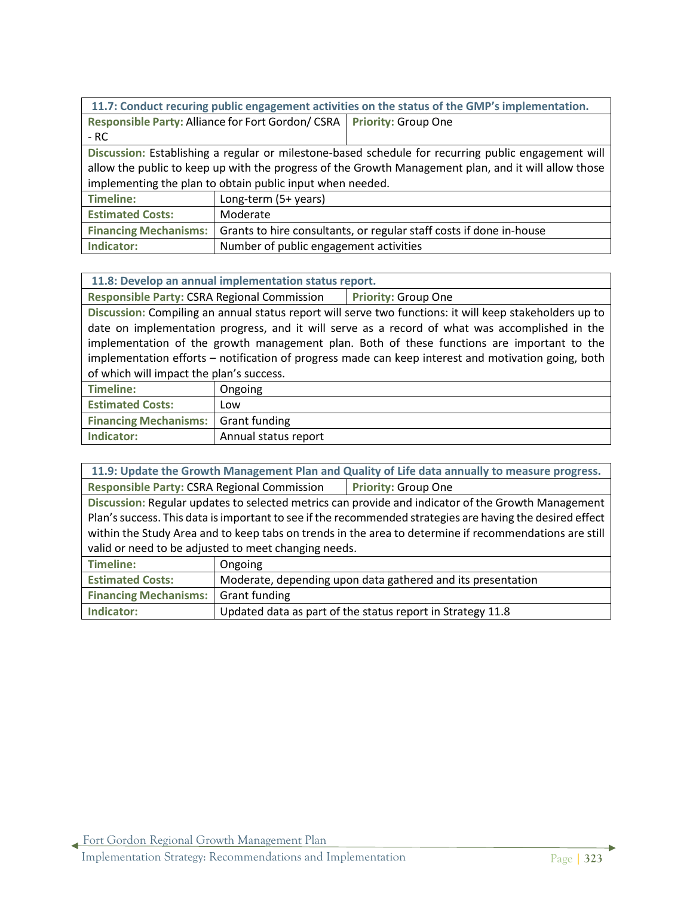| 11.7: Conduct recuring public engagement activities on the status of the GMP's implementation. | |
|---|---|
| **Responsible Party:** Alliance for Fort Gordon/ CSRA - RC | **Priority:** Group One |
| **Discussion:** Establishing a regular or milestone-based schedule for recurring public engagement will allow the public to keep up with the progress of the Growth Management plan, and it will allow those implementing the plan to obtain public input when needed. | |
| **Timeline:** | Long-term (5+ years) |
| **Estimated Costs:** | Moderate |
| **Financing Mechanisms:** | Grants to hire consultants, or regular staff costs if done in-house |
| **Indicator:** | Number of public engagement activities |

| 11.8: Develop an annual implementation status report. | |
|---|---|
| **Responsible Party:** CSRA Regional Commission | **Priority:** Group One |
| **Discussion:** Compiling an annual status report will serve two functions: it will keep stakeholders up to date on implementation progress, and it will serve as a record of what was accomplished in the implementation of the growth management plan. Both of these functions are important to the implementation efforts – notification of progress made can keep interest and motivation going, both of which will impact the plan's success. | |
| **Timeline:** | Ongoing |
| **Estimated Costs:** | Low |
| **Financing Mechanisms:** | Grant funding |
| **Indicator:** | Annual status report |

| 11.9: Update the Growth Management Plan and Quality of Life data annually to measure progress. | |
|---|---|
| **Responsible Party:** CSRA Regional Commission | **Priority:** Group One |
| **Discussion:** Regular updates to selected metrics can provide and indicator of the Growth Management Plan's success. This data is important to see if the recommended strategies are having the desired effect within the Study Area and to keep tabs on trends in the area to determine if recommendations are still valid or need to be adjusted to meet changing needs. | |
| **Timeline:** | Ongoing |
| **Estimated Costs:** | Moderate, depending upon data gathered and its presentation |
| **Financing Mechanisms:** | Grant funding |
| **Indicator:** | Updated data as part of the status report in Strategy 11.8 |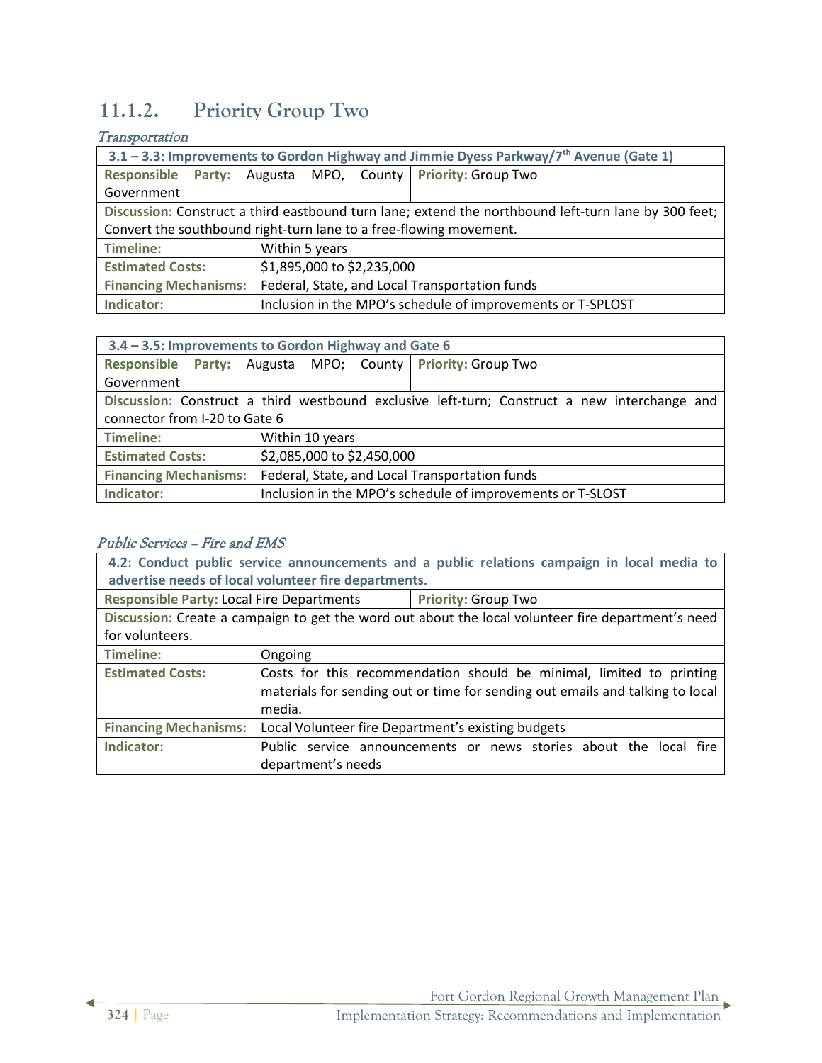### 11.1.2. Priority Group Two

*Transportation*

| 3.1 – 3.3: Improvements to Gordon Highway and Jimmie Dyess Parkway/7th Avenue (Gate 1) | |
|---|---|
| **Responsible Party:** Augusta MPO, County Government | **Priority:** Group Two |
| **Discussion:** Construct a third eastbound turn lane; extend the northbound left-turn lane by 300 feet; Convert the southbound right-turn lane to a free-flowing movement. | |
| **Timeline:** | Within 5 years |
| **Estimated Costs:** | $1,895,000 to $2,235,000 |
| **Financing Mechanisms:** | Federal, State, and Local Transportation funds |
| **Indicator:** | Inclusion in the MPO's schedule of improvements or T-SPLOST |

| 3.4 – 3.5: Improvements to Gordon Highway and Gate 6 | |
|---|---|
| **Responsible Party:** Augusta MPO; County Government | **Priority:** Group Two |
| **Discussion:** Construct a third westbound exclusive left-turn; Construct a new interchange and connector from I-20 to Gate 6 | |
| **Timeline:** | Within 10 years |
| **Estimated Costs:** | $2,085,000 to $2,450,000 |
| **Financing Mechanisms:** | Federal, State, and Local Transportation funds |
| **Indicator:** | Inclusion in the MPO's schedule of improvements or T-SLOST |

*Public Services – Fire and EMS*

| 4.2: Conduct public service announcements and a public relations campaign in local media to advertise needs of local volunteer fire departments. | |
|---|---|
| **Responsible Party:** Local Fire Departments | **Priority:** Group Two |
| **Discussion:** Create a campaign to get the word out about the local volunteer fire department's need for volunteers. | |
| **Timeline:** | Ongoing |
| **Estimated Costs:** | Costs for this recommendation should be minimal, limited to printing materials for sending out or time for sending out emails and talking to local media. |
| **Financing Mechanisms:** | Local Volunteer fire Department's existing budgets |
| **Indicator:** | Public service announcements or news stories about the local fire department's needs |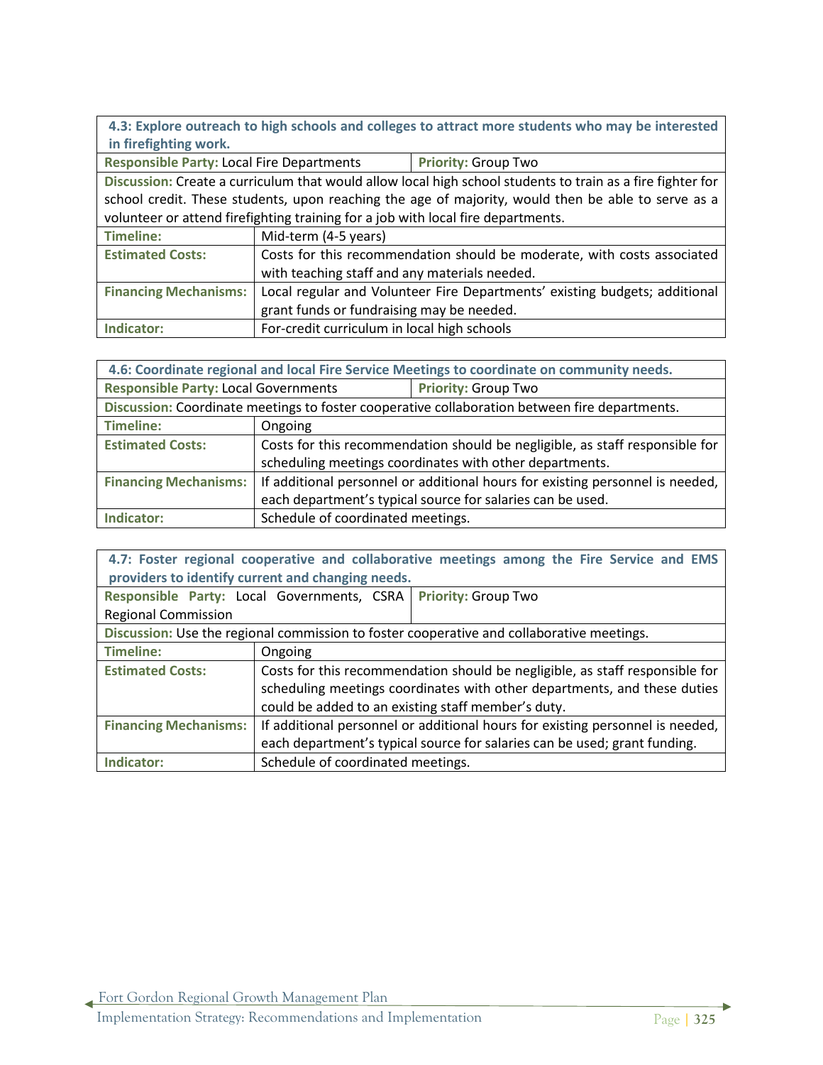| 4.3: Explore outreach to high schools and colleges to attract more students who may be interested in firefighting work. | |
|---|---|
| **Responsible Party:** Local Fire Departments | **Priority:** Group Two |
| **Discussion:** Create a curriculum that would allow local high school students to train as a fire fighter for school credit. These students, upon reaching the age of majority, would then be able to serve as a volunteer or attend firefighting training for a job with local fire departments. | |
| **Timeline:** | Mid-term (4-5 years) |
| **Estimated Costs:** | Costs for this recommendation should be moderate, with costs associated with teaching staff and any materials needed. |
| **Financing Mechanisms:** | Local regular and Volunteer Fire Departments' existing budgets; additional grant funds or fundraising may be needed. |
| **Indicator:** | For-credit curriculum in local high schools |

| 4.6: Coordinate regional and local Fire Service Meetings to coordinate on community needs. | |
|---|---|
| **Responsible Party:** Local Governments | **Priority:** Group Two |
| **Discussion:** Coordinate meetings to foster cooperative collaboration between fire departments. | |
| **Timeline:** | Ongoing |
| **Estimated Costs:** | Costs for this recommendation should be negligible, as staff responsible for scheduling meetings coordinates with other departments. |
| **Financing Mechanisms:** | If additional personnel or additional hours for existing personnel is needed, each department's typical source for salaries can be used. |
| **Indicator:** | Schedule of coordinated meetings. |

| 4.7: Foster regional cooperative and collaborative meetings among the Fire Service and EMS providers to identify current and changing needs. | |
|---|---|
| **Responsible Party:** Local Governments, CSRA Regional Commission | **Priority:** Group Two |
| **Discussion:** Use the regional commission to foster cooperative and collaborative meetings. | |
| **Timeline:** | Ongoing |
| **Estimated Costs:** | Costs for this recommendation should be negligible, as staff responsible for scheduling meetings coordinates with other departments, and these duties could be added to an existing staff member's duty. |
| **Financing Mechanisms:** | If additional personnel or additional hours for existing personnel is needed, each department's typical source for salaries can be used; grant funding. |
| **Indicator:** | Schedule of coordinated meetings. |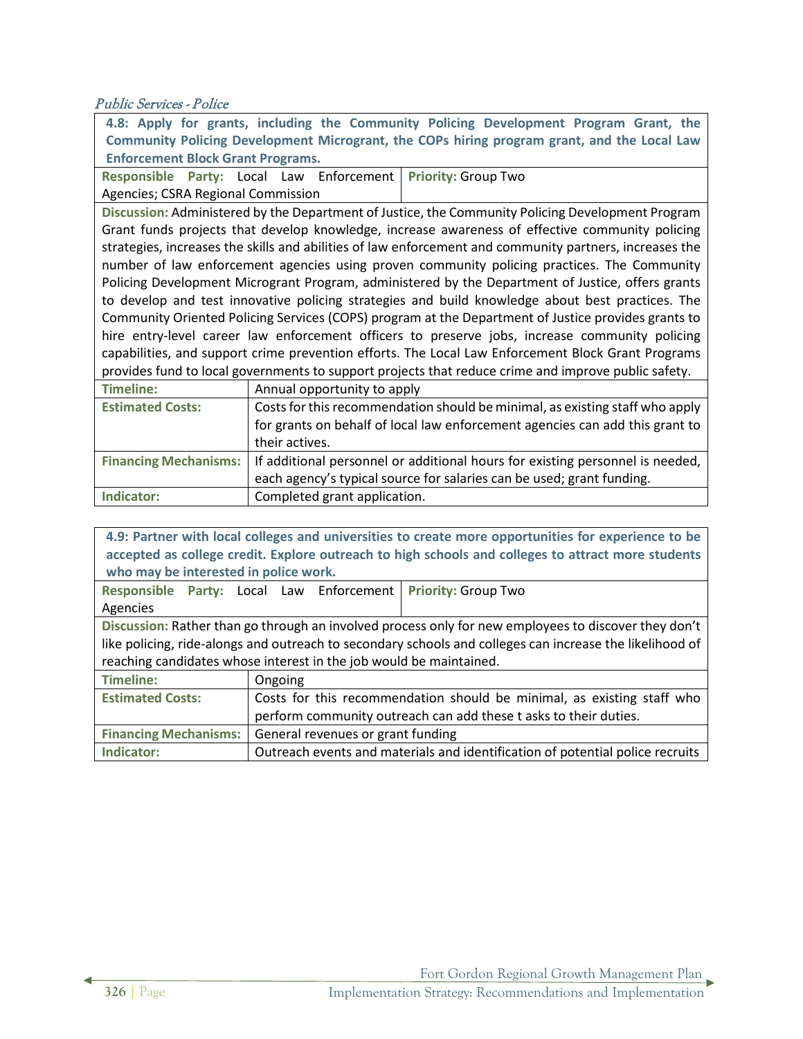*Public Services - Police*

| **4.8: Apply for grants, including the Community Policing Development Program Grant, the Community Policing Development Microgrant, the COPs hiring program grant, and the Local Law Enforcement Block Grant Programs.** | |
|---|---|
| **Responsible Party:** Local Law Enforcement Agencies; CSRA Regional Commission | **Priority:** Group Two |
| **Discussion:** Administered by the Department of Justice, the Community Policing Development Program Grant funds projects that develop knowledge, increase awareness of effective community policing strategies, increases the skills and abilities of law enforcement and community partners, increases the number of law enforcement agencies using proven community policing practices. The Community Policing Development Microgrant Program, administered by the Department of Justice, offers grants to develop and test innovative policing strategies and build knowledge about best practices. The Community Oriented Policing Services (COPS) program at the Department of Justice provides grants to hire entry-level career law enforcement officers to preserve jobs, increase community policing capabilities, and support crime prevention efforts. The Local Law Enforcement Block Grant Programs provides fund to local governments to support projects that reduce crime and improve public safety. | |
| **Timeline:** | Annual opportunity to apply |
| **Estimated Costs:** | Costs for this recommendation should be minimal, as existing staff who apply for grants on behalf of local law enforcement agencies can add this grant to their actives. |
| **Financing Mechanisms:** | If additional personnel or additional hours for existing personnel is needed, each agency's typical source for salaries can be used; grant funding. |
| **Indicator:** | Completed grant application. |

| **4.9: Partner with local colleges and universities to create more opportunities for experience to be accepted as college credit. Explore outreach to high schools and colleges to attract more students who may be interested in police work.** | |
|---|---|
| **Responsible Party:** Local Law Enforcement Agencies | **Priority:** Group Two |
| **Discussion:** Rather than go through an involved process only for new employees to discover they don't like policing, ride-alongs and outreach to secondary schools and colleges can increase the likelihood of reaching candidates whose interest in the job would be maintained. | |
| **Timeline:** | Ongoing |
| **Estimated Costs:** | Costs for this recommendation should be minimal, as existing staff who perform community outreach can add these t asks to their duties. |
| **Financing Mechanisms:** | General revenues or grant funding |
| **Indicator:** | Outreach events and materials and identification of potential police recruits |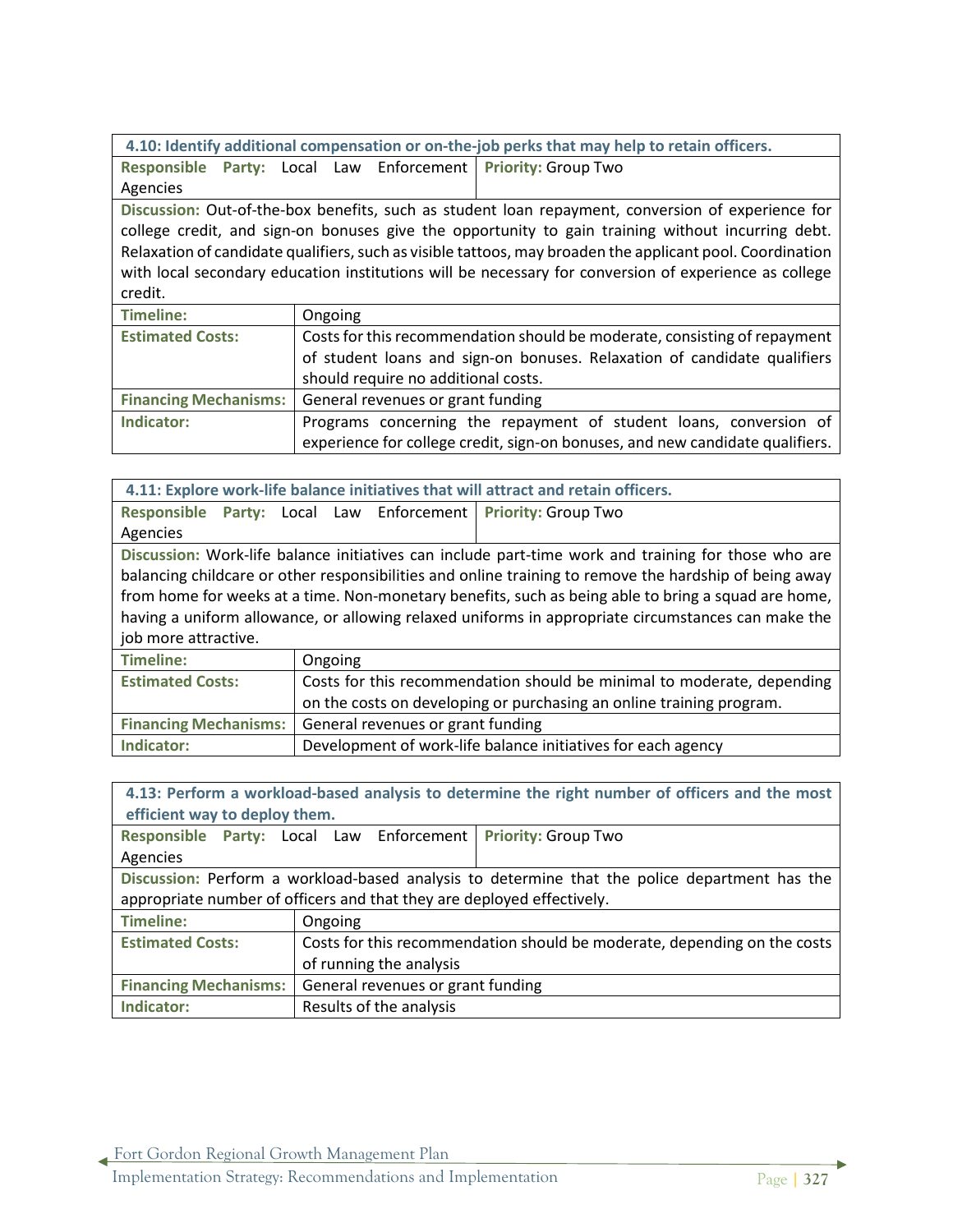| 4.10: Identify additional compensation or on-the-job perks that may help to retain officers. | |
|---|---|
| **Responsible Party:** Local Law Enforcement Agencies | **Priority:** Group Two |
| **Discussion:** Out-of-the-box benefits, such as student loan repayment, conversion of experience for college credit, and sign-on bonuses give the opportunity to gain training without incurring debt. Relaxation of candidate qualifiers, such as visible tattoos, may broaden the applicant pool. Coordination with local secondary education institutions will be necessary for conversion of experience as college credit. | |
| **Timeline:** | Ongoing |
| **Estimated Costs:** | Costs for this recommendation should be moderate, consisting of repayment of student loans and sign-on bonuses. Relaxation of candidate qualifiers should require no additional costs. |
| **Financing Mechanisms:** | General revenues or grant funding |
| **Indicator:** | Programs concerning the repayment of student loans, conversion of experience for college credit, sign-on bonuses, and new candidate qualifiers. |

| 4.11: Explore work-life balance initiatives that will attract and retain officers. | |
|---|---|
| **Responsible Party:** Local Law Enforcement Agencies | **Priority:** Group Two |
| **Discussion:** Work-life balance initiatives can include part-time work and training for those who are balancing childcare or other responsibilities and online training to remove the hardship of being away from home for weeks at a time. Non-monetary benefits, such as being able to bring a squad are home, having a uniform allowance, or allowing relaxed uniforms in appropriate circumstances can make the job more attractive. | |
| **Timeline:** | Ongoing |
| **Estimated Costs:** | Costs for this recommendation should be minimal to moderate, depending on the costs on developing or purchasing an online training program. |
| **Financing Mechanisms:** | General revenues or grant funding |
| **Indicator:** | Development of work-life balance initiatives for each agency |

| 4.13: Perform a workload-based analysis to determine the right number of officers and the most efficient way to deploy them. | |
|---|---|
| **Responsible Party:** Local Law Enforcement Agencies | **Priority:** Group Two |
| **Discussion:** Perform a workload-based analysis to determine that the police department has the appropriate number of officers and that they are deployed effectively. | |
| **Timeline:** | Ongoing |
| **Estimated Costs:** | Costs for this recommendation should be moderate, depending on the costs of running the analysis |
| **Financing Mechanisms:** | General revenues or grant funding |
| **Indicator:** | Results of the analysis |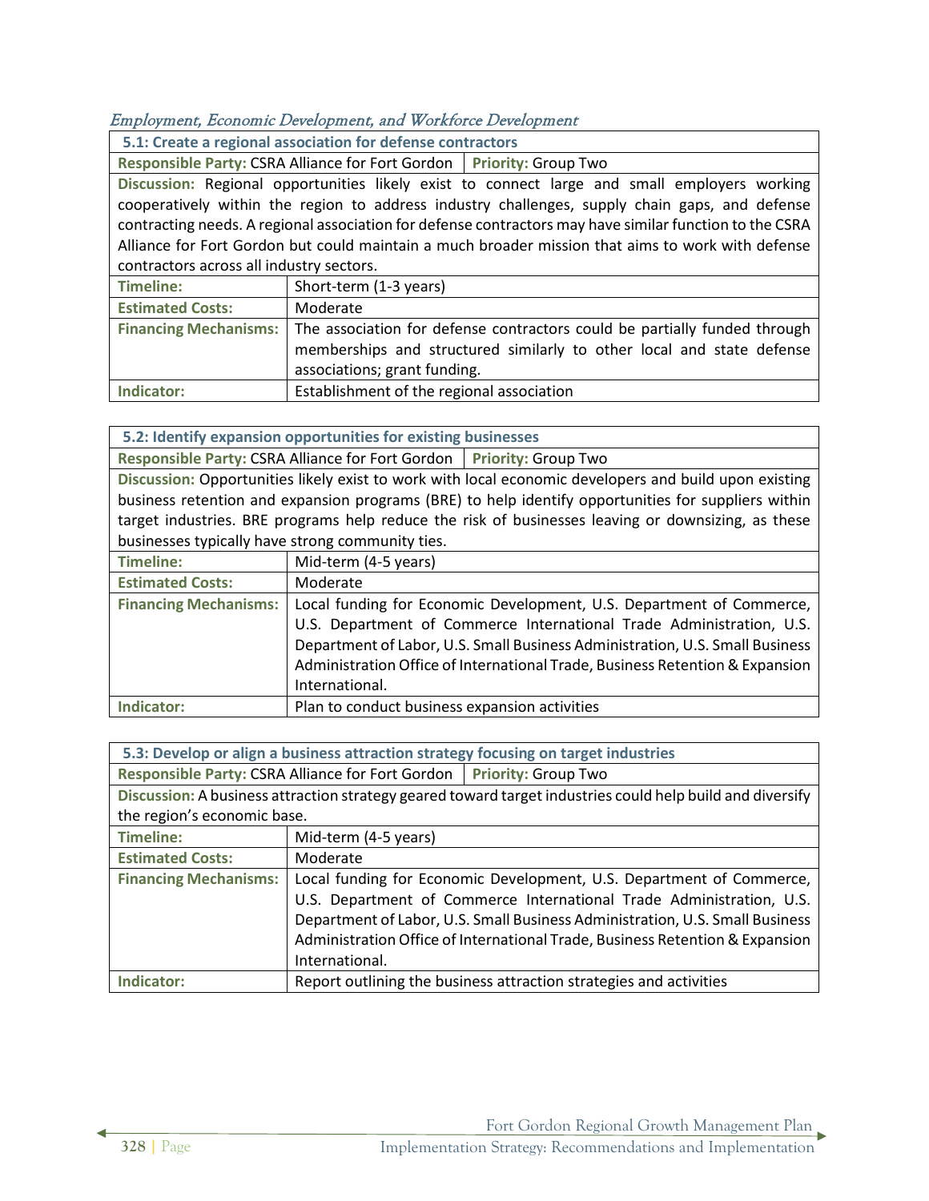*Employment, Economic Development, and Workforce Development*

| **5.1: Create a regional association for defense contractors** | |
|---|---|
| **Responsible Party:** CSRA Alliance for Fort Gordon | **Priority:** Group Two |
| **Discussion:** Regional opportunities likely exist to connect large and small employers working cooperatively within the region to address industry challenges, supply chain gaps, and defense contracting needs. A regional association for defense contractors may have similar function to the CSRA Alliance for Fort Gordon but could maintain a much broader mission that aims to work with defense contractors across all industry sectors. | |
| **Timeline:** | Short-term (1-3 years) |
| **Estimated Costs:** | Moderate |
| **Financing Mechanisms:** | The association for defense contractors could be partially funded through memberships and structured similarly to other local and state defense associations; grant funding. |
| **Indicator:** | Establishment of the regional association |

| **5.2: Identify expansion opportunities for existing businesses** | |
|---|---|
| **Responsible Party:** CSRA Alliance for Fort Gordon | **Priority:** Group Two |
| **Discussion:** Opportunities likely exist to work with local economic developers and build upon existing business retention and expansion programs (BRE) to help identify opportunities for suppliers within target industries. BRE programs help reduce the risk of businesses leaving or downsizing, as these businesses typically have strong community ties. | |
| **Timeline:** | Mid-term (4-5 years) |
| **Estimated Costs:** | Moderate |
| **Financing Mechanisms:** | Local funding for Economic Development, U.S. Department of Commerce, U.S. Department of Commerce International Trade Administration, U.S. Department of Labor, U.S. Small Business Administration, U.S. Small Business Administration Office of International Trade, Business Retention & Expansion International. |
| **Indicator:** | Plan to conduct business expansion activities |

| **5.3: Develop or align a business attraction strategy focusing on target industries** | |
|---|---|
| **Responsible Party:** CSRA Alliance for Fort Gordon | **Priority:** Group Two |
| **Discussion:** A business attraction strategy geared toward target industries could help build and diversify the region's economic base. | |
| **Timeline:** | Mid-term (4-5 years) |
| **Estimated Costs:** | Moderate |
| **Financing Mechanisms:** | Local funding for Economic Development, U.S. Department of Commerce, U.S. Department of Commerce International Trade Administration, U.S. Department of Labor, U.S. Small Business Administration, U.S. Small Business Administration Office of International Trade, Business Retention & Expansion International. |
| **Indicator:** | Report outlining the business attraction strategies and activities |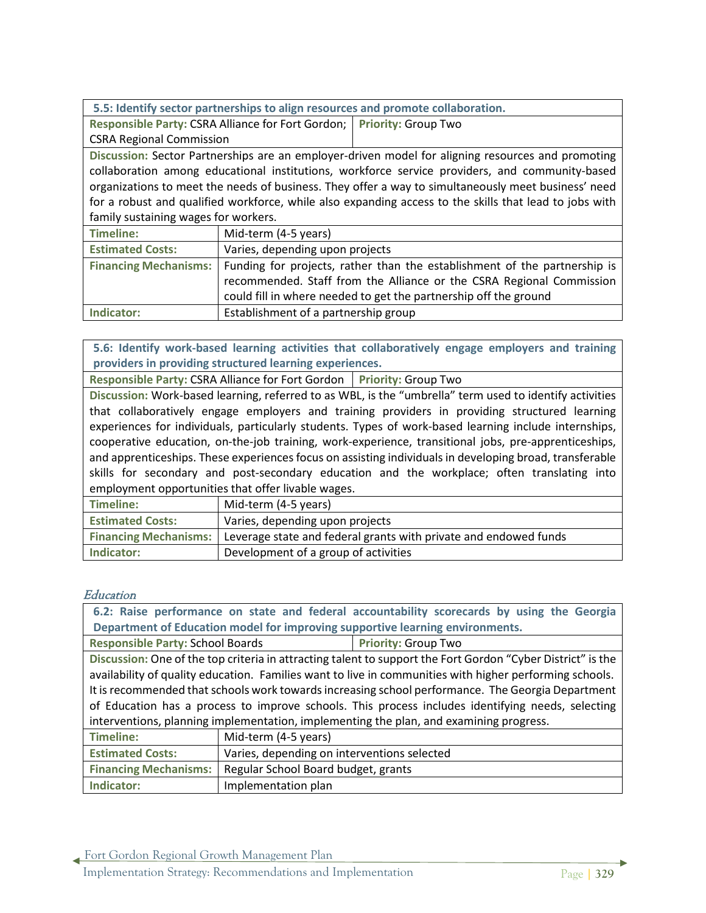| **5.5: Identify sector partnerships to align resources and promote collaboration.** | |
|---|---|
| **Responsible Party:** CSRA Alliance for Fort Gordon; CSRA Regional Commission | **Priority:** Group Two |
| **Discussion:** Sector Partnerships are an employer-driven model for aligning resources and promoting collaboration among educational institutions, workforce service providers, and community-based organizations to meet the needs of business. They offer a way to simultaneously meet business' need for a robust and qualified workforce, while also expanding access to the skills that lead to jobs with family sustaining wages for workers. | |
| **Timeline:** | Mid-term (4-5 years) |
| **Estimated Costs:** | Varies, depending upon projects |
| **Financing Mechanisms:** | Funding for projects, rather than the establishment of the partnership is recommended. Staff from the Alliance or the CSRA Regional Commission could fill in where needed to get the partnership off the ground |
| **Indicator:** | Establishment of a partnership group |

| **5.6: Identify work-based learning activities that collaboratively engage employers and training providers in providing structured learning experiences.** | |
|---|---|
| **Responsible Party:** CSRA Alliance for Fort Gordon | **Priority:** Group Two |
| **Discussion:** Work-based learning, referred to as WBL, is the "umbrella" term used to identify activities that collaboratively engage employers and training providers in providing structured learning experiences for individuals, particularly students. Types of work-based learning include internships, cooperative education, on-the-job training, work-experience, transitional jobs, pre-apprenticeships, and apprenticeships. These experiences focus on assisting individuals in developing broad, transferable skills for secondary and post-secondary education and the workplace; often translating into employment opportunities that offer livable wages. | |
| **Timeline:** | Mid-term (4-5 years) |
| **Estimated Costs:** | Varies, depending upon projects |
| **Financing Mechanisms:** | Leverage state and federal grants with private and endowed funds |
| **Indicator:** | Development of a group of activities |

### *Education*

| **6.2: Raise performance on state and federal accountability scorecards by using the Georgia Department of Education model for improving supportive learning environments.** | |
|---|---|
| **Responsible Party:** School Boards | **Priority:** Group Two |
| **Discussion:** One of the top criteria in attracting talent to support the Fort Gordon "Cyber District" is the availability of quality education. Families want to live in communities with higher performing schools. It is recommended that schools work towards increasing school performance. The Georgia Department of Education has a process to improve schools. This process includes identifying needs, selecting interventions, planning implementation, implementing the plan, and examining progress. | |
| **Timeline:** | Mid-term (4-5 years) |
| **Estimated Costs:** | Varies, depending on interventions selected |
| **Financing Mechanisms:** | Regular School Board budget, grants |
| **Indicator:** | Implementation plan |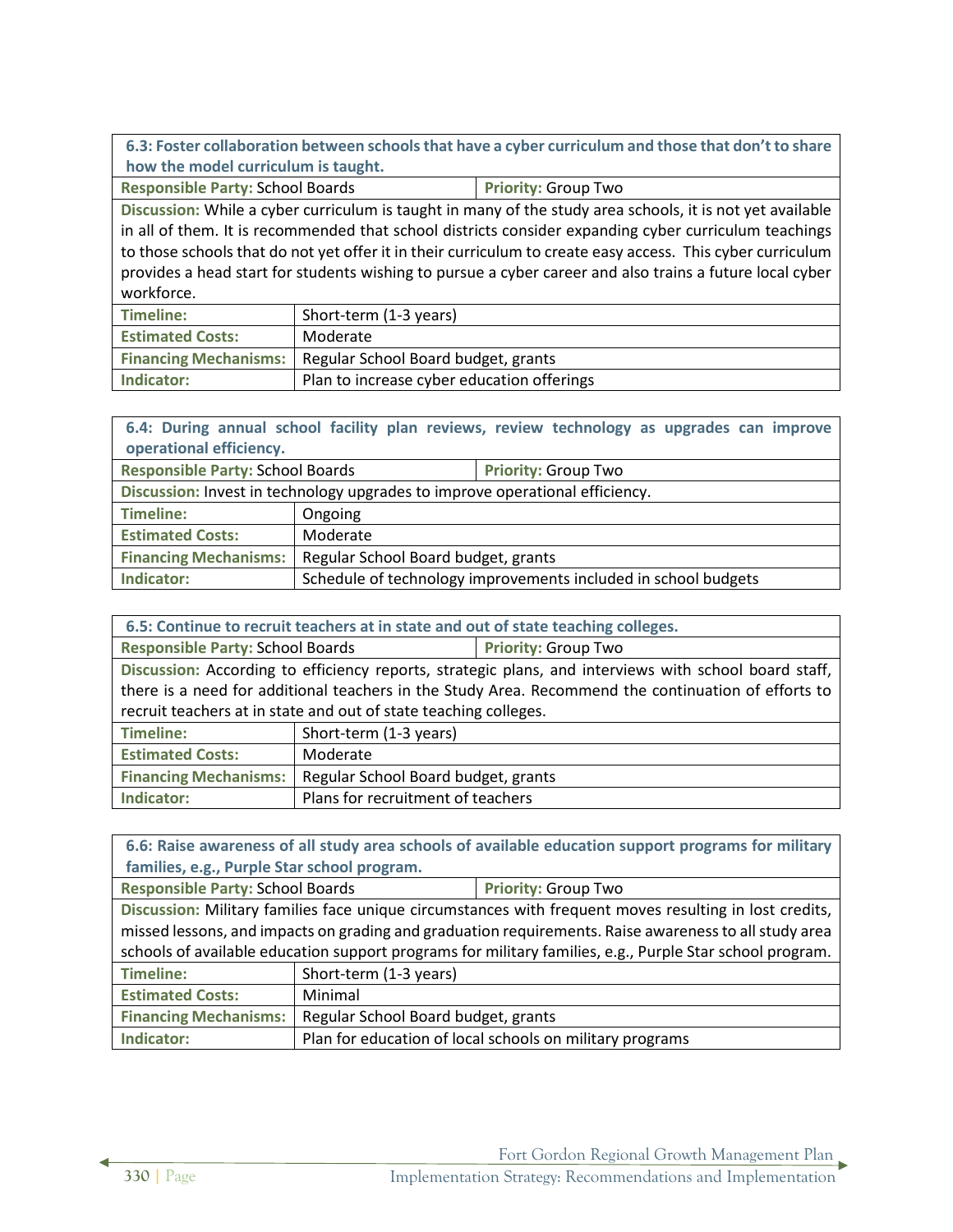| 6.3: Foster collaboration between schools that have a cyber curriculum and those that don't to share how the model curriculum is taught. | |
|---|---|
| **Responsible Party:** School Boards | **Priority:** Group Two |
| **Discussion:** While a cyber curriculum is taught in many of the study area schools, it is not yet available in all of them. It is recommended that school districts consider expanding cyber curriculum teachings to those schools that do not yet offer it in their curriculum to create easy access. This cyber curriculum provides a head start for students wishing to pursue a cyber career and also trains a future local cyber workforce. | |
| **Timeline:** | Short-term (1-3 years) |
| **Estimated Costs:** | Moderate |
| **Financing Mechanisms:** | Regular School Board budget, grants |
| **Indicator:** | Plan to increase cyber education offerings |

| 6.4: During annual school facility plan reviews, review technology as upgrades can improve operational efficiency. | |
|---|---|
| **Responsible Party:** School Boards | **Priority:** Group Two |
| **Discussion:** Invest in technology upgrades to improve operational efficiency. | |
| **Timeline:** | Ongoing |
| **Estimated Costs:** | Moderate |
| **Financing Mechanisms:** | Regular School Board budget, grants |
| **Indicator:** | Schedule of technology improvements included in school budgets |

| 6.5: Continue to recruit teachers at in state and out of state teaching colleges. | |
|---|---|
| **Responsible Party:** School Boards | **Priority:** Group Two |
| **Discussion:** According to efficiency reports, strategic plans, and interviews with school board staff, there is a need for additional teachers in the Study Area. Recommend the continuation of efforts to recruit teachers at in state and out of state teaching colleges. | |
| **Timeline:** | Short-term (1-3 years) |
| **Estimated Costs:** | Moderate |
| **Financing Mechanisms:** | Regular School Board budget, grants |
| **Indicator:** | Plans for recruitment of teachers |

| 6.6: Raise awareness of all study area schools of available education support programs for military families, e.g., Purple Star school program. | |
|---|---|
| **Responsible Party:** School Boards | **Priority:** Group Two |
| **Discussion:** Military families face unique circumstances with frequent moves resulting in lost credits, missed lessons, and impacts on grading and graduation requirements. Raise awareness to all study area schools of available education support programs for military families, e.g., Purple Star school program. | |
| **Timeline:** | Short-term (1-3 years) |
| **Estimated Costs:** | Minimal |
| **Financing Mechanisms:** | Regular School Board budget, grants |
| **Indicator:** | Plan for education of local schools on military programs |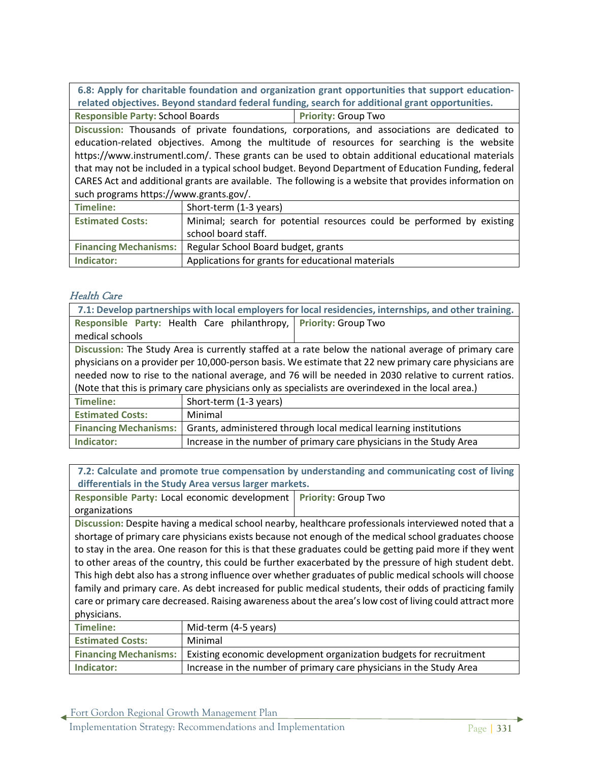| **6.8: Apply for charitable foundation and organization grant opportunities that support education-related objectives. Beyond standard federal funding, search for additional grant opportunities.** | |
|---|---|
| **Responsible Party:** School Boards | **Priority:** Group Two |
| **Discussion:** Thousands of private foundations, corporations, and associations are dedicated to education-related objectives. Among the multitude of resources for searching is the website https://www.instrumentl.com/. These grants can be used to obtain additional educational materials that may not be included in a typical school budget. Beyond Department of Education Funding, federal CARES Act and additional grants are available. The following is a website that provides information on such programs https://www.grants.gov/. | |
| **Timeline:** | Short-term (1-3 years) |
| **Estimated Costs:** | Minimal; search for potential resources could be performed by existing school board staff. |
| **Financing Mechanisms:** | Regular School Board budget, grants |
| **Indicator:** | Applications for grants for educational materials |

### *Health Care*

| **7.1: Develop partnerships with local employers for local residencies, internships, and other training.** | |
|---|---|
| **Responsible Party:** Health Care philanthropy, medical schools | **Priority:** Group Two |
| **Discussion:** The Study Area is currently staffed at a rate below the national average of primary care physicians on a provider per 10,000-person basis. We estimate that 22 new primary care physicians are needed now to rise to the national average, and 76 will be needed in 2030 relative to current ratios. (Note that this is primary care physicians only as specialists are overindexed in the local area.) | |
| **Timeline:** | Short-term (1-3 years) |
| **Estimated Costs:** | Minimal |
| **Financing Mechanisms:** | Grants, administered through local medical learning institutions |
| **Indicator:** | Increase in the number of primary care physicians in the Study Area |

| **7.2: Calculate and promote true compensation by understanding and communicating cost of living differentials in the Study Area versus larger markets.** | |
|---|---|
| **Responsible Party:** Local economic development organizations | **Priority:** Group Two |
| **Discussion:** Despite having a medical school nearby, healthcare professionals interviewed noted that a shortage of primary care physicians exists because not enough of the medical school graduates choose to stay in the area. One reason for this is that these graduates could be getting paid more if they went to other areas of the country, this could be further exacerbated by the pressure of high student debt. This high debt also has a strong influence over whether graduates of public medical schools will choose family and primary care. As debt increased for public medical students, their odds of practicing family care or primary care decreased. Raising awareness about the area's low cost of living could attract more physicians. | |
| **Timeline:** | Mid-term (4-5 years) |
| **Estimated Costs:** | Minimal |
| **Financing Mechanisms:** | Existing economic development organization budgets for recruitment |
| **Indicator:** | Increase in the number of primary care physicians in the Study Area |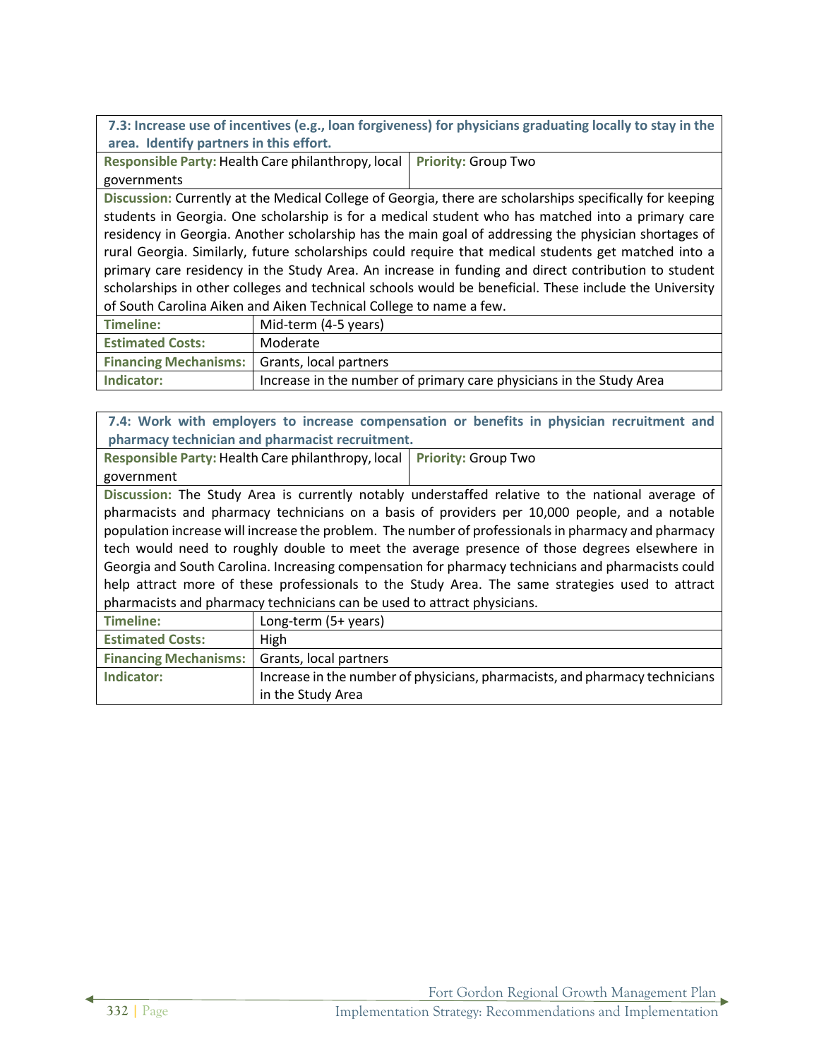### 7.3: Increase use of incentives (e.g., loan forgiveness) for physicians graduating locally to stay in the area. Identify partners in this effort.

**Responsible Party:** Health Care philanthropy, local governments

**Priority:** Group Two

**Discussion:** Currently at the Medical College of Georgia, there are scholarships specifically for keeping students in Georgia. One scholarship is for a medical student who has matched into a primary care residency in Georgia. Another scholarship has the main goal of addressing the physician shortages of rural Georgia. Similarly, future scholarships could require that medical students get matched into a primary care residency in the Study Area. An increase in funding and direct contribution to student scholarships in other colleges and technical schools would be beneficial. These include the University of South Carolina Aiken and Aiken Technical College to name a few.

| | |
|---|---|
| **Timeline:** | Mid-term (4-5 years) |
| **Estimated Costs:** | Moderate |
| **Financing Mechanisms:** | Grants, local partners |
| **Indicator:** | Increase in the number of primary care physicians in the Study Area |

### 7.4: Work with employers to increase compensation or benefits in physician recruitment and pharmacy technician and pharmacist recruitment.

**Responsible Party:** Health Care philanthropy, local government

**Priority:** Group Two

**Discussion:** The Study Area is currently notably understaffed relative to the national average of pharmacists and pharmacy technicians on a basis of providers per 10,000 people, and a notable population increase will increase the problem. The number of professionals in pharmacy and pharmacy tech would need to roughly double to meet the average presence of those degrees elsewhere in Georgia and South Carolina. Increasing compensation for pharmacy technicians and pharmacists could help attract more of these professionals to the Study Area. The same strategies used to attract pharmacists and pharmacy technicians can be used to attract physicians.

| | |
|---|---|
| **Timeline:** | Long-term (5+ years) |
| **Estimated Costs:** | High |
| **Financing Mechanisms:** | Grants, local partners |
| **Indicator:** | Increase in the number of physicians, pharmacists, and pharmacy technicians in the Study Area |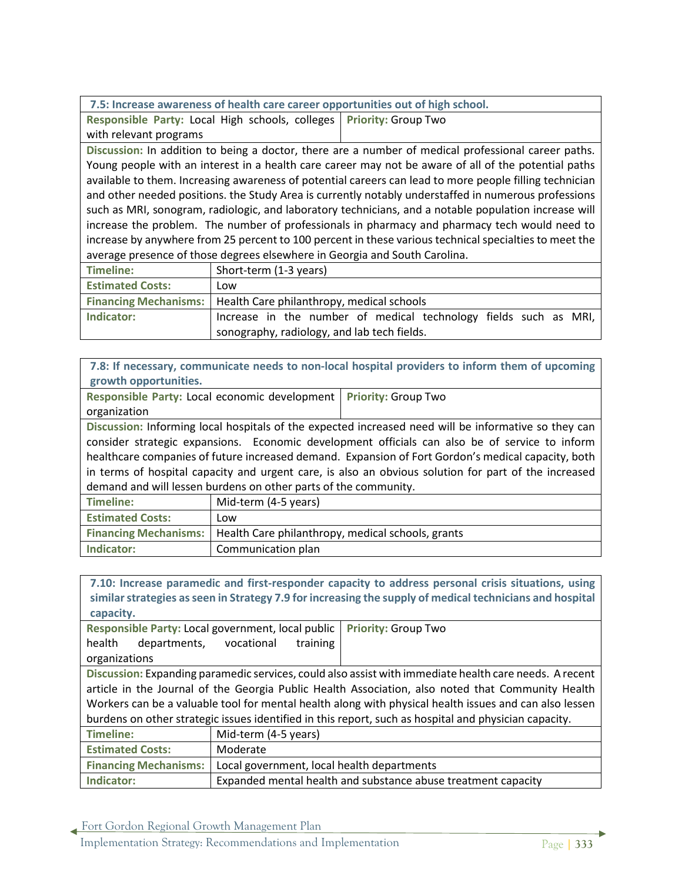| 7.5: Increase awareness of health care career opportunities out of high school. | |
|---|---|
| **Responsible Party:** Local High schools, colleges with relevant programs | **Priority:** Group Two |
| **Discussion:** In addition to being a doctor, there are a number of medical professional career paths. Young people with an interest in a health care career may not be aware of all of the potential paths available to them. Increasing awareness of potential careers can lead to more people filling technician and other needed positions. the Study Area is currently notably understaffed in numerous professions such as MRI, sonogram, radiologic, and laboratory technicians, and a notable population increase will increase the problem. The number of professionals in pharmacy and pharmacy tech would need to increase by anywhere from 25 percent to 100 percent in these various technical specialties to meet the average presence of those degrees elsewhere in Georgia and South Carolina. | |
| **Timeline:** | Short-term (1-3 years) |
| **Estimated Costs:** | Low |
| **Financing Mechanisms:** | Health Care philanthropy, medical schools |
| **Indicator:** | Increase in the number of medical technology fields such as MRI, sonography, radiology, and lab tech fields. |

| 7.8: If necessary, communicate needs to non-local hospital providers to inform them of upcoming growth opportunities. | |
|---|---|
| **Responsible Party:** Local economic development organization | **Priority:** Group Two |
| **Discussion:** Informing local hospitals of the expected increased need will be informative so they can consider strategic expansions. Economic development officials can also be of service to inform healthcare companies of future increased demand. Expansion of Fort Gordon's medical capacity, both in terms of hospital capacity and urgent care, is also an obvious solution for part of the increased demand and will lessen burdens on other parts of the community. | |
| **Timeline:** | Mid-term (4-5 years) |
| **Estimated Costs:** | Low |
| **Financing Mechanisms:** | Health Care philanthropy, medical schools, grants |
| **Indicator:** | Communication plan |

| 7.10: Increase paramedic and first-responder capacity to address personal crisis situations, using similar strategies as seen in Strategy 7.9 for increasing the supply of medical technicians and hospital capacity. | |
|---|---|
| **Responsible Party:** Local government, local public health departments, vocational training organizations | **Priority:** Group Two |
| **Discussion:** Expanding paramedic services, could also assist with immediate health care needs. A recent article in the Journal of the Georgia Public Health Association, also noted that Community Health Workers can be a valuable tool for mental health along with physical health issues and can also lessen burdens on other strategic issues identified in this report, such as hospital and physician capacity. | |
| **Timeline:** | Mid-term (4-5 years) |
| **Estimated Costs:** | Moderate |
| **Financing Mechanisms:** | Local government, local health departments |
| **Indicator:** | Expanded mental health and substance abuse treatment capacity |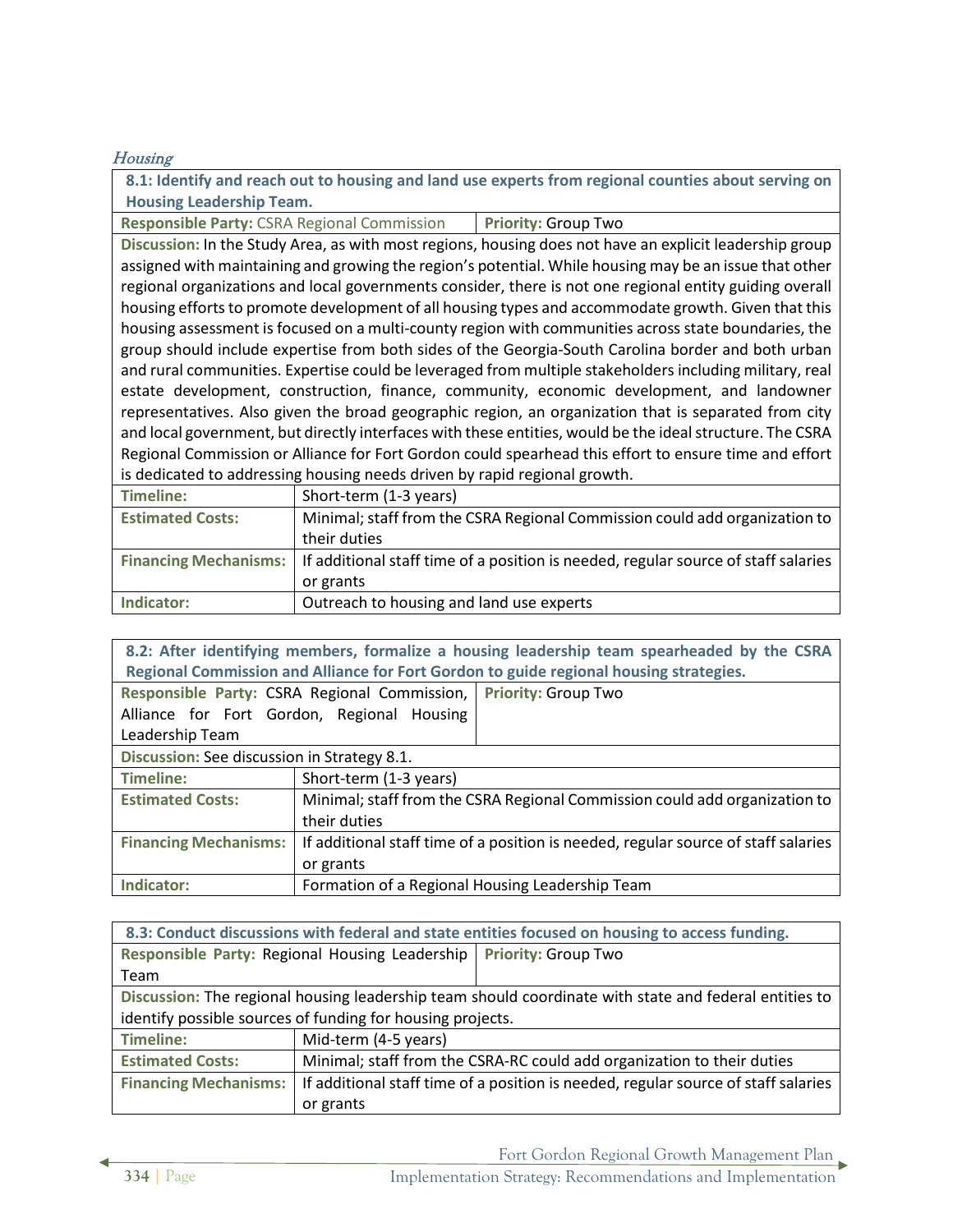*Housing*

**8.1: Identify and reach out to housing and land use experts from regional counties about serving on Housing Leadership Team.**

| **Responsible Party:** CSRA Regional Commission | **Priority:** Group Two |
|---|---|

**Discussion:** In the Study Area, as with most regions, housing does not have an explicit leadership group assigned with maintaining and growing the region's potential. While housing may be an issue that other regional organizations and local governments consider, there is not one regional entity guiding overall housing efforts to promote development of all housing types and accommodate growth. Given that this housing assessment is focused on a multi-county region with communities across state boundaries, the group should include expertise from both sides of the Georgia-South Carolina border and both urban and rural communities. Expertise could be leveraged from multiple stakeholders including military, real estate development, construction, finance, community, economic development, and landowner representatives. Also given the broad geographic region, an organization that is separated from city and local government, but directly interfaces with these entities, would be the ideal structure. The CSRA Regional Commission or Alliance for Fort Gordon could spearhead this effort to ensure time and effort is dedicated to addressing housing needs driven by rapid regional growth.

| | |
|---|---|
| **Timeline:** | Short-term (1-3 years) |
| **Estimated Costs:** | Minimal; staff from the CSRA Regional Commission could add organization to their duties |
| **Financing Mechanisms:** | If additional staff time of a position is needed, regular source of staff salaries or grants |
| **Indicator:** | Outreach to housing and land use experts |

**8.2: After identifying members, formalize a housing leadership team spearheaded by the CSRA Regional Commission and Alliance for Fort Gordon to guide regional housing strategies.**

| **Responsible Party:** CSRA Regional Commission, Alliance for Fort Gordon, Regional Housing Leadership Team | **Priority:** Group Two |
|---|---|

**Discussion:** See discussion in Strategy 8.1.

| | |
|---|---|
| **Timeline:** | Short-term (1-3 years) |
| **Estimated Costs:** | Minimal; staff from the CSRA Regional Commission could add organization to their duties |
| **Financing Mechanisms:** | If additional staff time of a position is needed, regular source of staff salaries or grants |
| **Indicator:** | Formation of a Regional Housing Leadership Team |

**8.3: Conduct discussions with federal and state entities focused on housing to access funding.**

| **Responsible Party:** Regional Housing Leadership Team | **Priority:** Group Two |
|---|---|

**Discussion:** The regional housing leadership team should coordinate with state and federal entities to identify possible sources of funding for housing projects.

| | |
|---|---|
| **Timeline:** | Mid-term (4-5 years) |
| **Estimated Costs:** | Minimal; staff from the CSRA-RC could add organization to their duties |
| **Financing Mechanisms:** | If additional staff time of a position is needed, regular source of staff salaries or grants |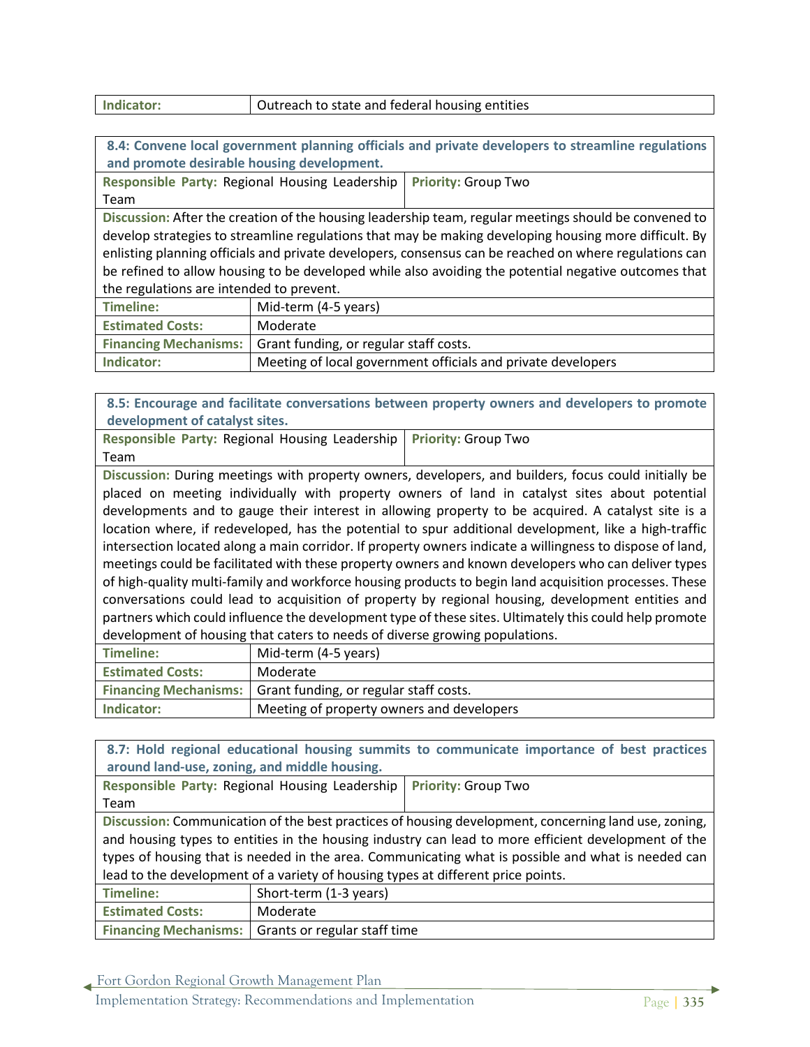| Indicator: | Outreach to state and federal housing entities |
|---|---|

| 8.4: Convene local government planning officials and private developers to streamline regulations and promote desirable housing development. | |
|---|---|
| **Responsible Party:** Regional Housing Leadership Team | **Priority:** Group Two |
| **Discussion:** After the creation of the housing leadership team, regular meetings should be convened to develop strategies to streamline regulations that may be making developing housing more difficult. By enlisting planning officials and private developers, consensus can be reached on where regulations can be refined to allow housing to be developed while also avoiding the potential negative outcomes that the regulations are intended to prevent. | |
| **Timeline:** | Mid-term (4-5 years) |
| **Estimated Costs:** | Moderate |
| **Financing Mechanisms:** | Grant funding, or regular staff costs. |
| **Indicator:** | Meeting of local government officials and private developers |

| 8.5: Encourage and facilitate conversations between property owners and developers to promote development of catalyst sites. | |
|---|---|
| **Responsible Party:** Regional Housing Leadership Team | **Priority:** Group Two |
| **Discussion:** During meetings with property owners, developers, and builders, focus could initially be placed on meeting individually with property owners of land in catalyst sites about potential developments and to gauge their interest in allowing property to be acquired. A catalyst site is a location where, if redeveloped, has the potential to spur additional development, like a high-traffic intersection located along a main corridor. If property owners indicate a willingness to dispose of land, meetings could be facilitated with these property owners and known developers who can deliver types of high-quality multi-family and workforce housing products to begin land acquisition processes. These conversations could lead to acquisition of property by regional housing, development entities and partners which could influence the development type of these sites. Ultimately this could help promote development of housing that caters to needs of diverse growing populations. | |
| **Timeline:** | Mid-term (4-5 years) |
| **Estimated Costs:** | Moderate |
| **Financing Mechanisms:** | Grant funding, or regular staff costs. |
| **Indicator:** | Meeting of property owners and developers |

| 8.7: Hold regional educational housing summits to communicate importance of best practices around land-use, zoning, and middle housing. | |
|---|---|
| **Responsible Party:** Regional Housing Leadership Team | **Priority:** Group Two |
| **Discussion:** Communication of the best practices of housing development, concerning land use, zoning, and housing types to entities in the housing industry can lead to more efficient development of the types of housing that is needed in the area. Communicating what is possible and what is needed can lead to the development of a variety of housing types at different price points. | |
| **Timeline:** | Short-term (1-3 years) |
| **Estimated Costs:** | Moderate |
| **Financing Mechanisms:** | Grants or regular staff time |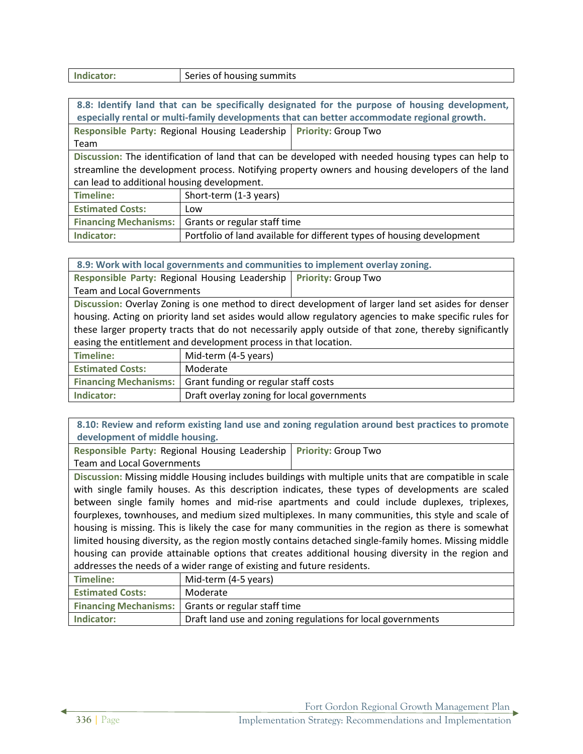| Indicator: | Series of housing summits |
|---|---|

| 8.8: Identify land that can be specifically designated for the purpose of housing development, especially rental or multi-family developments that can better accommodate regional growth. | |
|---|---|
| **Responsible Party:** Regional Housing Leadership Team | **Priority:** Group Two |
| **Discussion:** The identification of land that can be developed with needed housing types can help to streamline the development process. Notifying property owners and housing developers of the land can lead to additional housing development. | |
| **Timeline:** | Short-term (1-3 years) |
| **Estimated Costs:** | Low |
| **Financing Mechanisms:** | Grants or regular staff time |
| **Indicator:** | Portfolio of land available for different types of housing development |

| 8.9: Work with local governments and communities to implement overlay zoning. | |
|---|---|
| **Responsible Party:** Regional Housing Leadership Team and Local Governments | **Priority:** Group Two |
| **Discussion:** Overlay Zoning is one method to direct development of larger land set asides for denser housing. Acting on priority land set asides would allow regulatory agencies to make specific rules for these larger property tracts that do not necessarily apply outside of that zone, thereby significantly easing the entitlement and development process in that location. | |
| **Timeline:** | Mid-term (4-5 years) |
| **Estimated Costs:** | Moderate |
| **Financing Mechanisms:** | Grant funding or regular staff costs |
| **Indicator:** | Draft overlay zoning for local governments |

| 8.10: Review and reform existing land use and zoning regulation around best practices to promote development of middle housing. | |
|---|---|
| **Responsible Party:** Regional Housing Leadership Team and Local Governments | **Priority:** Group Two |
| **Discussion:** Missing middle Housing includes buildings with multiple units that are compatible in scale with single family houses. As this description indicates, these types of developments are scaled between single family homes and mid-rise apartments and could include duplexes, triplexes, fourplexes, townhouses, and medium sized multiplexes. In many communities, this style and scale of housing is missing. This is likely the case for many communities in the region as there is somewhat limited housing diversity, as the region mostly contains detached single-family homes. Missing middle housing can provide attainable options that creates additional housing diversity in the region and addresses the needs of a wider range of existing and future residents. | |
| **Timeline:** | Mid-term (4-5 years) |
| **Estimated Costs:** | Moderate |
| **Financing Mechanisms:** | Grants or regular staff time |
| **Indicator:** | Draft land use and zoning regulations for local governments |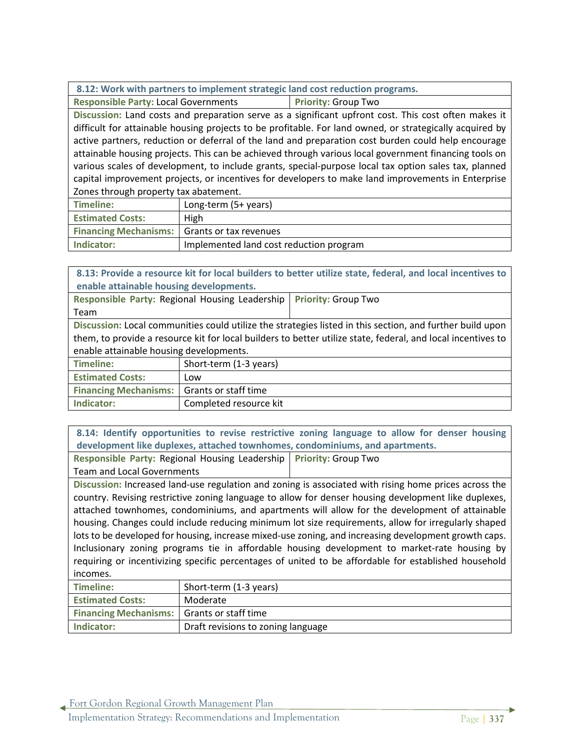### 8.12: Work with partners to implement strategic land cost reduction programs.

| **Responsible Party:** Local Governments | **Priority:** Group Two |
|---|---|

**Discussion:** Land costs and preparation serve as a significant upfront cost. This cost often makes it difficult for attainable housing projects to be profitable. For land owned, or strategically acquired by active partners, reduction or deferral of the land and preparation cost burden could help encourage attainable housing projects. This can be achieved through various local government financing tools on various scales of development, to include grants, special-purpose local tax option sales tax, planned capital improvement projects, or incentives for developers to make land improvements in Enterprise Zones through property tax abatement.

| | |
|---|---|
| **Timeline:** | Long-term (5+ years) |
| **Estimated Costs:** | High |
| **Financing Mechanisms:** | Grants or tax revenues |
| **Indicator:** | Implemented land cost reduction program |

### 8.13: Provide a resource kit for local builders to better utilize state, federal, and local incentives to enable attainable housing developments.

| **Responsible Party:** Regional Housing Leadership Team | **Priority:** Group Two |
|---|---|

**Discussion:** Local communities could utilize the strategies listed in this section, and further build upon them, to provide a resource kit for local builders to better utilize state, federal, and local incentives to enable attainable housing developments.

| | |
|---|---|
| **Timeline:** | Short-term (1-3 years) |
| **Estimated Costs:** | Low |
| **Financing Mechanisms:** | Grants or staff time |
| **Indicator:** | Completed resource kit |

### 8.14: Identify opportunities to revise restrictive zoning language to allow for denser housing development like duplexes, attached townhomes, condominiums, and apartments.

| **Responsible Party:** Regional Housing Leadership Team and Local Governments | **Priority:** Group Two |
|---|---|

**Discussion:** Increased land-use regulation and zoning is associated with rising home prices across the country. Revising restrictive zoning language to allow for denser housing development like duplexes, attached townhomes, condominiums, and apartments will allow for the development of attainable housing. Changes could include reducing minimum lot size requirements, allow for irregularly shaped lots to be developed for housing, increase mixed-use zoning, and increasing development growth caps. Inclusionary zoning programs tie in affordable housing development to market-rate housing by requiring or incentivizing specific percentages of united to be affordable for established household incomes.

| | |
|---|---|
| **Timeline:** | Short-term (1-3 years) |
| **Estimated Costs:** | Moderate |
| **Financing Mechanisms:** | Grants or staff time |
| **Indicator:** | Draft revisions to zoning language |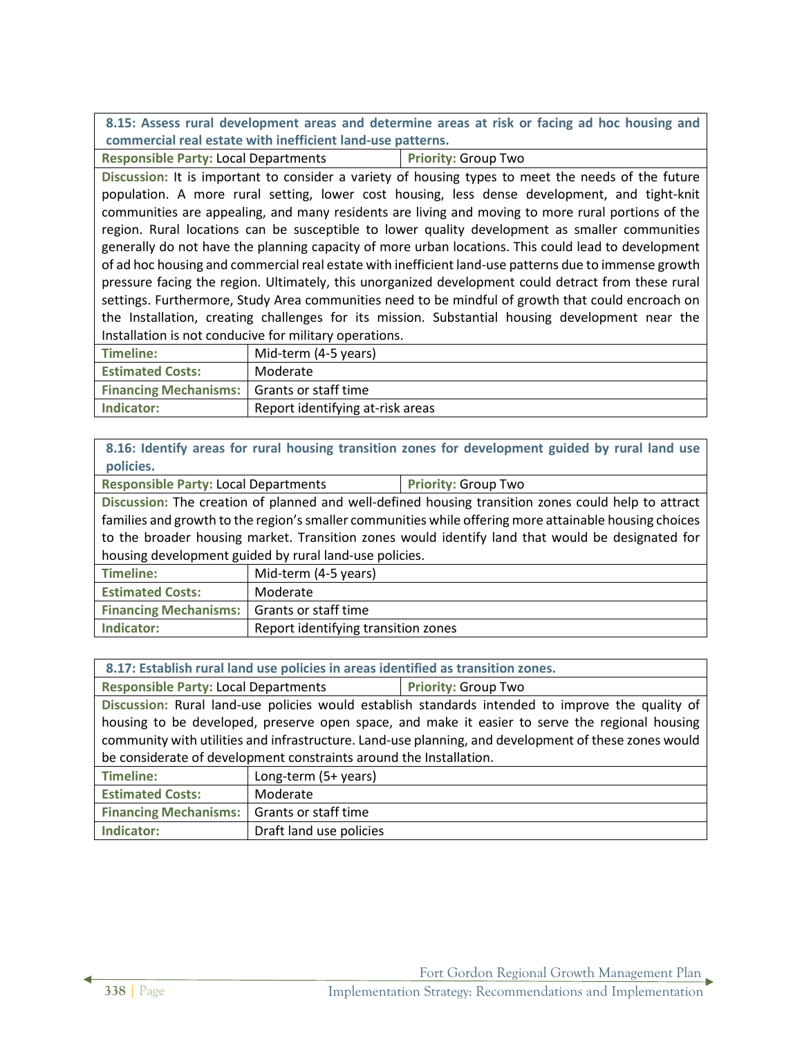**8.15: Assess rural development areas and determine areas at risk or facing ad hoc housing and commercial real estate with inefficient land-use patterns.**

**Responsible Party:** Local Departments | **Priority:** Group Two

**Discussion:** It is important to consider a variety of housing types to meet the needs of the future population. A more rural setting, lower cost housing, less dense development, and tight-knit communities are appealing, and many residents are living and moving to more rural portions of the region. Rural locations can be susceptible to lower quality development as smaller communities generally do not have the planning capacity of more urban locations. This could lead to development of ad hoc housing and commercial real estate with inefficient land-use patterns due to immense growth pressure facing the region. Ultimately, this unorganized development could detract from these rural settings. Furthermore, Study Area communities need to be mindful of growth that could encroach on the Installation, creating challenges for its mission. Substantial housing development near the Installation is not conducive for military operations.

| | |
|---|---|
| **Timeline:** | Mid-term (4-5 years) |
| **Estimated Costs:** | Moderate |
| **Financing Mechanisms:** | Grants or staff time |
| **Indicator:** | Report identifying at-risk areas |

**8.16: Identify areas for rural housing transition zones for development guided by rural land use policies.**

**Responsible Party:** Local Departments | **Priority:** Group Two

**Discussion:** The creation of planned and well-defined housing transition zones could help to attract families and growth to the region's smaller communities while offering more attainable housing choices to the broader housing market. Transition zones would identify land that would be designated for housing development guided by rural land-use policies.

| | |
|---|---|
| **Timeline:** | Mid-term (4-5 years) |
| **Estimated Costs:** | Moderate |
| **Financing Mechanisms:** | Grants or staff time |
| **Indicator:** | Report identifying transition zones |

**8.17: Establish rural land use policies in areas identified as transition zones.**

**Responsible Party:** Local Departments | **Priority:** Group Two

**Discussion:** Rural land-use policies would establish standards intended to improve the quality of housing to be developed, preserve open space, and make it easier to serve the regional housing community with utilities and infrastructure. Land-use planning, and development of these zones would be considerate of development constraints around the Installation.

| | |
|---|---|
| **Timeline:** | Long-term (5+ years) |
| **Estimated Costs:** | Moderate |
| **Financing Mechanisms:** | Grants or staff time |
| **Indicator:** | Draft land use policies |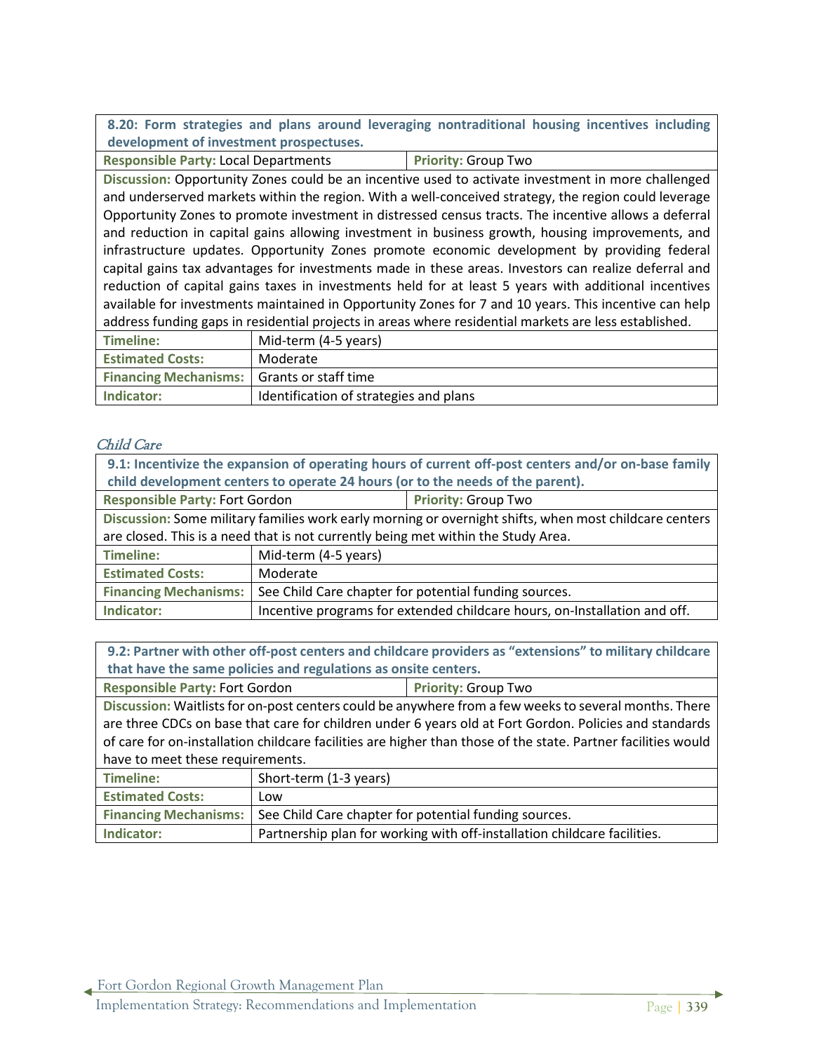| **8.20: Form strategies and plans around leveraging nontraditional housing incentives including development of investment prospectuses.** | |
|---|---|
| **Responsible Party:** Local Departments | **Priority:** Group Two |
| **Discussion:** Opportunity Zones could be an incentive used to activate investment in more challenged and underserved markets within the region. With a well-conceived strategy, the region could leverage Opportunity Zones to promote investment in distressed census tracts. The incentive allows a deferral and reduction in capital gains allowing investment in business growth, housing improvements, and infrastructure updates. Opportunity Zones promote economic development by providing federal capital gains tax advantages for investments made in these areas. Investors can realize deferral and reduction of capital gains taxes in investments held for at least 5 years with additional incentives available for investments maintained in Opportunity Zones for 7 and 10 years. This incentive can help address funding gaps in residential projects in areas where residential markets are less established. | |
| **Timeline:** | Mid-term (4-5 years) |
| **Estimated Costs:** | Moderate |
| **Financing Mechanisms:** | Grants or staff time |
| **Indicator:** | Identification of strategies and plans |

*Child Care*

| **9.1: Incentivize the expansion of operating hours of current off-post centers and/or on-base family child development centers to operate 24 hours (or to the needs of the parent).** | |
|---|---|
| **Responsible Party:** Fort Gordon | **Priority:** Group Two |
| **Discussion:** Some military families work early morning or overnight shifts, when most childcare centers are closed. This is a need that is not currently being met within the Study Area. | |
| **Timeline:** | Mid-term (4-5 years) |
| **Estimated Costs:** | Moderate |
| **Financing Mechanisms:** | See Child Care chapter for potential funding sources. |
| **Indicator:** | Incentive programs for extended childcare hours, on-Installation and off. |

| **9.2: Partner with other off-post centers and childcare providers as "extensions" to military childcare that have the same policies and regulations as onsite centers.** | |
|---|---|
| **Responsible Party:** Fort Gordon | **Priority:** Group Two |
| **Discussion:** Waitlists for on-post centers could be anywhere from a few weeks to several months. There are three CDCs on base that care for children under 6 years old at Fort Gordon. Policies and standards of care for on-installation childcare facilities are higher than those of the state. Partner facilities would have to meet these requirements. | |
| **Timeline:** | Short-term (1-3 years) |
| **Estimated Costs:** | Low |
| **Financing Mechanisms:** | See Child Care chapter for potential funding sources. |
| **Indicator:** | Partnership plan for working with off-installation childcare facilities. |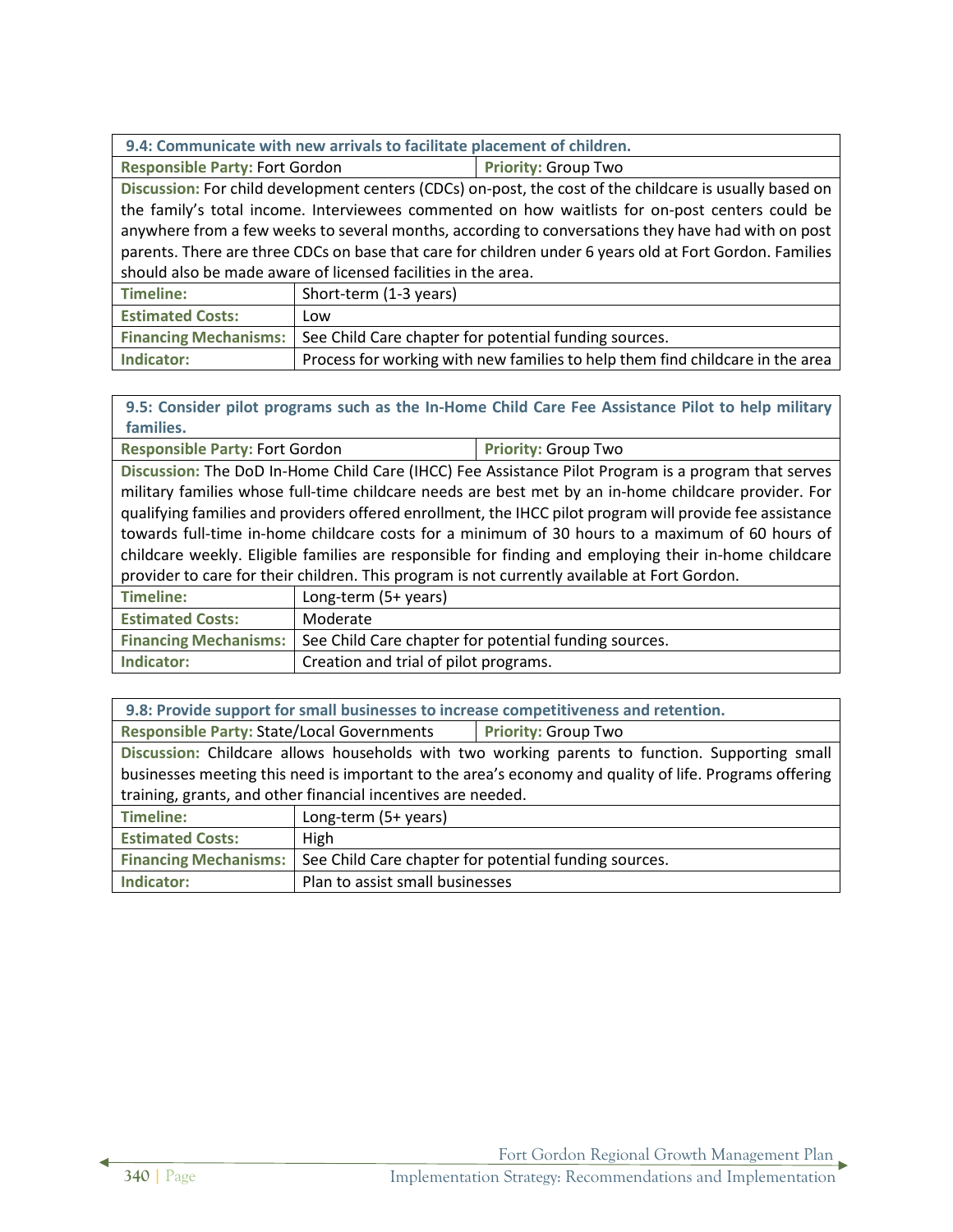| 9.4: Communicate with new arrivals to facilitate placement of children. | |
|---|---|
| **Responsible Party:** Fort Gordon | **Priority:** Group Two |
| **Discussion:** For child development centers (CDCs) on-post, the cost of the childcare is usually based on the family's total income. Interviewees commented on how waitlists for on-post centers could be anywhere from a few weeks to several months, according to conversations they have had with on post parents. There are three CDCs on base that care for children under 6 years old at Fort Gordon. Families should also be made aware of licensed facilities in the area. | |
| **Timeline:** | Short-term (1-3 years) |
| **Estimated Costs:** | Low |
| **Financing Mechanisms:** | See Child Care chapter for potential funding sources. |
| **Indicator:** | Process for working with new families to help them find childcare in the area |

| 9.5: Consider pilot programs such as the In-Home Child Care Fee Assistance Pilot to help military families. | |
|---|---|
| **Responsible Party:** Fort Gordon | **Priority:** Group Two |
| **Discussion:** The DoD In-Home Child Care (IHCC) Fee Assistance Pilot Program is a program that serves military families whose full-time childcare needs are best met by an in-home childcare provider. For qualifying families and providers offered enrollment, the IHCC pilot program will provide fee assistance towards full-time in-home childcare costs for a minimum of 30 hours to a maximum of 60 hours of childcare weekly. Eligible families are responsible for finding and employing their in-home childcare provider to care for their children. This program is not currently available at Fort Gordon. | |
| **Timeline:** | Long-term (5+ years) |
| **Estimated Costs:** | Moderate |
| **Financing Mechanisms:** | See Child Care chapter for potential funding sources. |
| **Indicator:** | Creation and trial of pilot programs. |

| 9.8: Provide support for small businesses to increase competitiveness and retention. | |
|---|---|
| **Responsible Party:** State/Local Governments | **Priority:** Group Two |
| **Discussion:** Childcare allows households with two working parents to function. Supporting small businesses meeting this need is important to the area's economy and quality of life. Programs offering training, grants, and other financial incentives are needed. | |
| **Timeline:** | Long-term (5+ years) |
| **Estimated Costs:** | High |
| **Financing Mechanisms:** | See Child Care chapter for potential funding sources. |
| **Indicator:** | Plan to assist small businesses |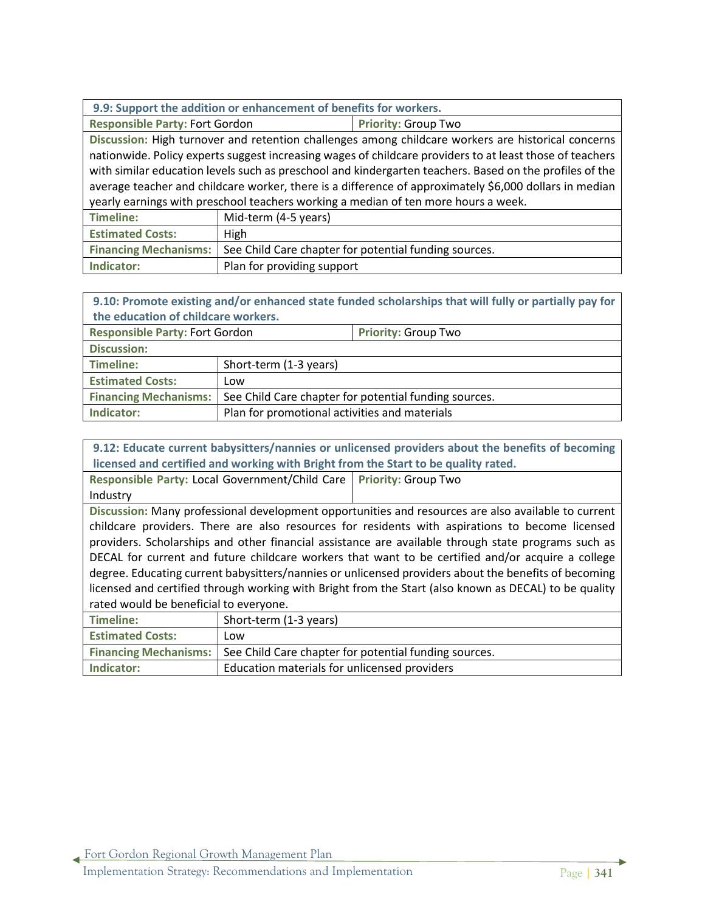| 9.9: Support the addition or enhancement of benefits for workers. | |
|---|---|
| **Responsible Party:** Fort Gordon | **Priority:** Group Two |
| **Discussion:** High turnover and retention challenges among childcare workers are historical concerns nationwide. Policy experts suggest increasing wages of childcare providers to at least those of teachers with similar education levels such as preschool and kindergarten teachers. Based on the profiles of the average teacher and childcare worker, there is a difference of approximately $6,000 dollars in median yearly earnings with preschool teachers working a median of ten more hours a week. | |
| **Timeline:** | Mid-term (4-5 years) |
| **Estimated Costs:** | High |
| **Financing Mechanisms:** | See Child Care chapter for potential funding sources. |
| **Indicator:** | Plan for providing support |

| 9.10: Promote existing and/or enhanced state funded scholarships that will fully or partially pay for the education of childcare workers. | |
|---|---|
| **Responsible Party:** Fort Gordon | **Priority:** Group Two |
| **Discussion:** | |
| **Timeline:** | Short-term (1-3 years) |
| **Estimated Costs:** | Low |
| **Financing Mechanisms:** | See Child Care chapter for potential funding sources. |
| **Indicator:** | Plan for promotional activities and materials |

| 9.12: Educate current babysitters/nannies or unlicensed providers about the benefits of becoming licensed and certified and working with Bright from the Start to be quality rated. | |
|---|---|
| **Responsible Party:** Local Government/Child Care Industry | **Priority:** Group Two |
| **Discussion:** Many professional development opportunities and resources are also available to current childcare providers. There are also resources for residents with aspirations to become licensed providers. Scholarships and other financial assistance are available through state programs such as DECAL for current and future childcare workers that want to be certified and/or acquire a college degree. Educating current babysitters/nannies or unlicensed providers about the benefits of becoming licensed and certified through working with Bright from the Start (also known as DECAL) to be quality rated would be beneficial to everyone. | |
| **Timeline:** | Short-term (1-3 years) |
| **Estimated Costs:** | Low |
| **Financing Mechanisms:** | See Child Care chapter for potential funding sources. |
| **Indicator:** | Education materials for unlicensed providers |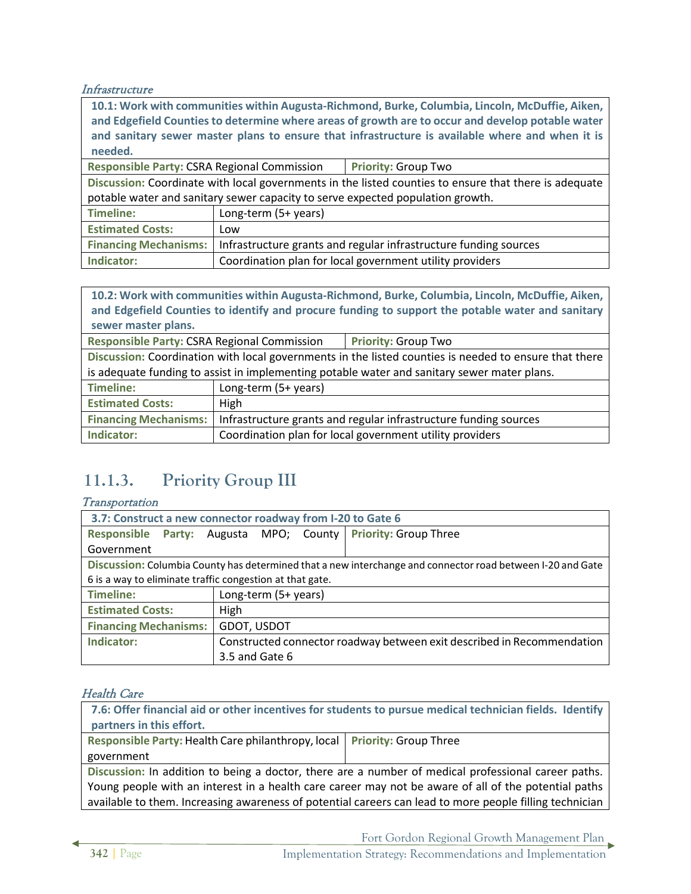*Infrastructure*

| **10.1: Work with communities within Augusta-Richmond, Burke, Columbia, Lincoln, McDuffie, Aiken, and Edgefield Counties to determine where areas of growth are to occur and develop potable water and sanitary sewer master plans to ensure that infrastructure is available where and when it is needed.** | |
|---|---|
| **Responsible Party:** CSRA Regional Commission | **Priority:** Group Two |
| **Discussion:** Coordinate with local governments in the listed counties to ensure that there is adequate potable water and sanitary sewer capacity to serve expected population growth. | |
| **Timeline:** | Long-term (5+ years) |
| **Estimated Costs:** | Low |
| **Financing Mechanisms:** | Infrastructure grants and regular infrastructure funding sources |
| **Indicator:** | Coordination plan for local government utility providers |

| **10.2: Work with communities within Augusta-Richmond, Burke, Columbia, Lincoln, McDuffie, Aiken, and Edgefield Counties to identify and procure funding to support the potable water and sanitary sewer master plans.** | |
|---|---|
| **Responsible Party:** CSRA Regional Commission | **Priority:** Group Two |
| **Discussion:** Coordination with local governments in the listed counties is needed to ensure that there is adequate funding to assist in implementing potable water and sanitary sewer mater plans. | |
| **Timeline:** | Long-term (5+ years) |
| **Estimated Costs:** | High |
| **Financing Mechanisms:** | Infrastructure grants and regular infrastructure funding sources |
| **Indicator:** | Coordination plan for local government utility providers |

## 11.1.3. Priority Group III

*Transportation*

| **3.7: Construct a new connector roadway from I-20 to Gate 6** | |
|---|---|
| **Responsible Party:** Augusta MPO; County Government | **Priority:** Group Three |
| **Discussion:** Columbia County has determined that a new interchange and connector road between I-20 and Gate 6 is a way to eliminate traffic congestion at that gate. | |
| **Timeline:** | Long-term (5+ years) |
| **Estimated Costs:** | High |
| **Financing Mechanisms:** | GDOT, USDOT |
| **Indicator:** | Constructed connector roadway between exit described in Recommendation 3.5 and Gate 6 |

*Health Care*

| **7.6: Offer financial aid or other incentives for students to pursue medical technician fields. Identify partners in this effort.** | |
|---|---|
| **Responsible Party:** Health Care philanthropy, local government | **Priority:** Group Three |
| **Discussion:** In addition to being a doctor, there are a number of medical professional career paths. Young people with an interest in a health care career may not be aware of all of the potential paths available to them. Increasing awareness of potential careers can lead to more people filling technician | |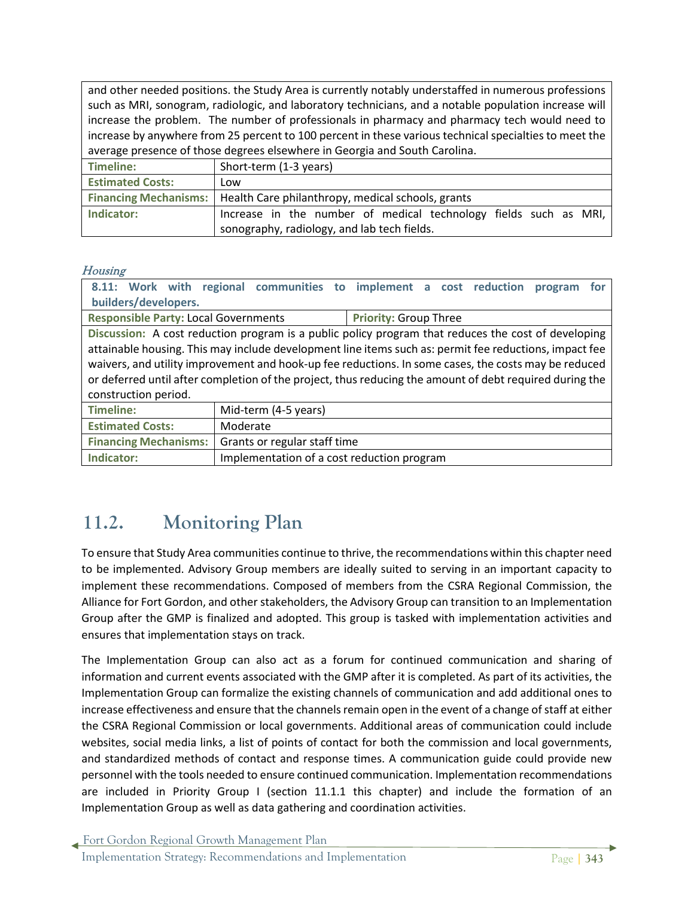| and other needed positions. the Study Area is currently notably understaffed in numerous professions such as MRI, sonogram, radiologic, and laboratory technicians, and a notable population increase will increase the problem. The number of professionals in pharmacy and pharmacy tech would need to increase by anywhere from 25 percent to 100 percent in these various technical specialties to meet the average presence of those degrees elsewhere in Georgia and South Carolina. | |
|---|---|
| **Timeline:** | Short-term (1-3 years) |
| **Estimated Costs:** | Low |
| **Financing Mechanisms:** | Health Care philanthropy, medical schools, grants |
| **Indicator:** | Increase in the number of medical technology fields such as MRI, sonography, radiology, and lab tech fields. |

*Housing*

| **8.11: Work with regional communities to implement a cost reduction program for builders/developers.** | |
|---|---|
| **Responsible Party:** Local Governments | **Priority:** Group Three |
| **Discussion:** A cost reduction program is a public policy program that reduces the cost of developing attainable housing. This may include development line items such as: permit fee reductions, impact fee waivers, and utility improvement and hook-up fee reductions. In some cases, the costs may be reduced or deferred until after completion of the project, thus reducing the amount of debt required during the construction period. | |
| **Timeline:** | Mid-term (4-5 years) |
| **Estimated Costs:** | Moderate |
| **Financing Mechanisms:** | Grants or regular staff time |
| **Indicator:** | Implementation of a cost reduction program |

## 11.2. Monitoring Plan

To ensure that Study Area communities continue to thrive, the recommendations within this chapter need to be implemented. Advisory Group members are ideally suited to serving in an important capacity to implement these recommendations. Composed of members from the CSRA Regional Commission, the Alliance for Fort Gordon, and other stakeholders, the Advisory Group can transition to an Implementation Group after the GMP is finalized and adopted. This group is tasked with implementation activities and ensures that implementation stays on track.

The Implementation Group can also act as a forum for continued communication and sharing of information and current events associated with the GMP after it is completed. As part of its activities, the Implementation Group can formalize the existing channels of communication and add additional ones to increase effectiveness and ensure that the channels remain open in the event of a change of staff at either the CSRA Regional Commission or local governments. Additional areas of communication could include websites, social media links, a list of points of contact for both the commission and local governments, and standardized methods of contact and response times. A communication guide could provide new personnel with the tools needed to ensure continued communication. Implementation recommendations are included in Priority Group I (section 11.1.1 this chapter) and include the formation of an Implementation Group as well as data gathering and coordination activities.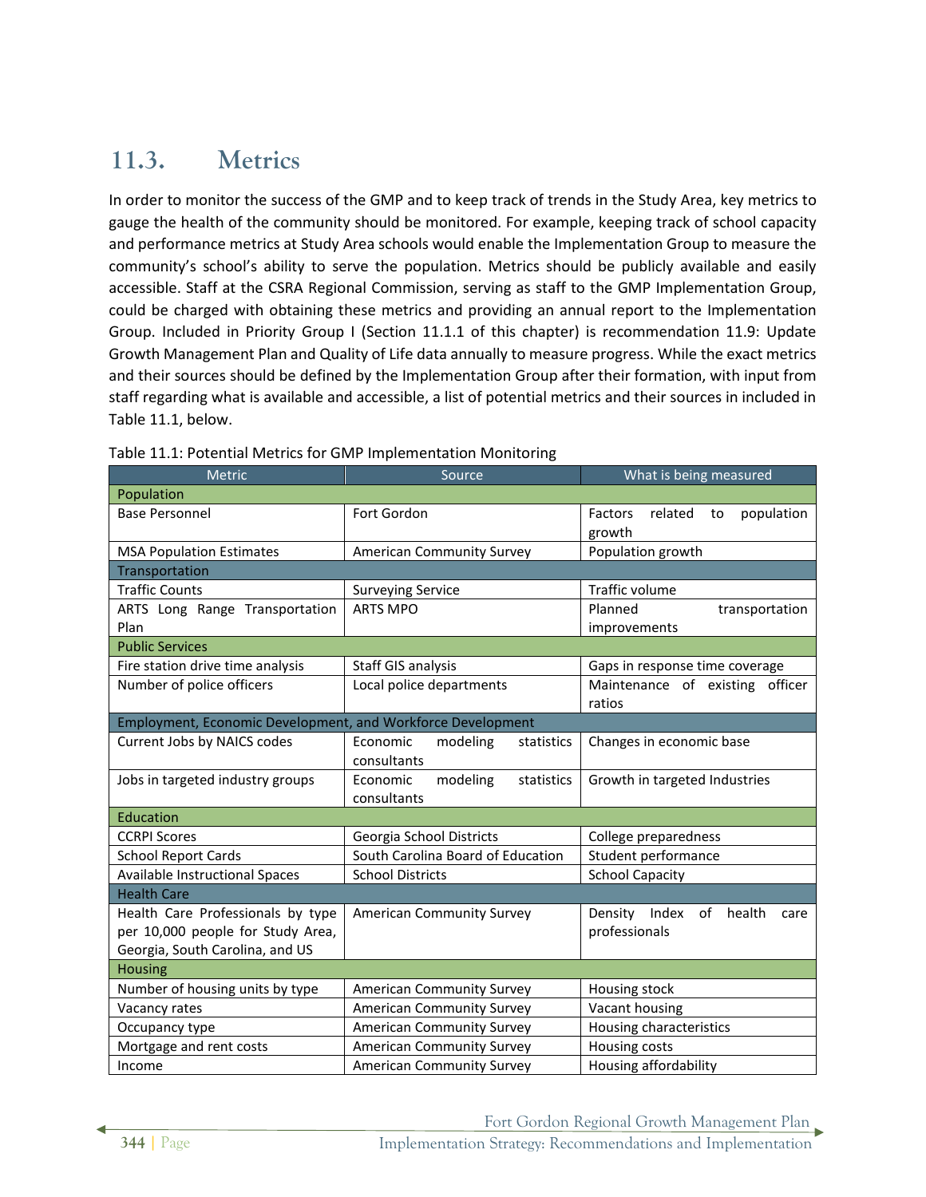## 11.3. Metrics

In order to monitor the success of the GMP and to keep track of trends in the Study Area, key metrics to gauge the health of the community should be monitored. For example, keeping track of school capacity and performance metrics at Study Area schools would enable the Implementation Group to measure the community's school's ability to serve the population. Metrics should be publicly available and easily accessible. Staff at the CSRA Regional Commission, serving as staff to the GMP Implementation Group, could be charged with obtaining these metrics and providing an annual report to the Implementation Group. Included in Priority Group I (Section 11.1.1 of this chapter) is recommendation 11.9: Update Growth Management Plan and Quality of Life data annually to measure progress. While the exact metrics and their sources should be defined by the Implementation Group after their formation, with input from staff regarding what is available and accessible, a list of potential metrics and their sources in included in Table 11.1, below.

Table 11.1: Potential Metrics for GMP Implementation Monitoring

| Metric | Source | What is being measured |
|---|---|---|
| **Population** | | |
| Base Personnel | Fort Gordon | Factors related to population growth |
| MSA Population Estimates | American Community Survey | Population growth |
| **Transportation** | | |
| Traffic Counts | Surveying Service | Traffic volume |
| ARTS Long Range Transportation Plan | ARTS MPO | Planned transportation improvements |
| **Public Services** | | |
| Fire station drive time analysis | Staff GIS analysis | Gaps in response time coverage |
| Number of police officers | Local police departments | Maintenance of existing officer ratios |
| **Employment, Economic Development, and Workforce Development** | | |
| Current Jobs by NAICS codes | Economic modeling statistics consultants | Changes in economic base |
| Jobs in targeted industry groups | Economic modeling statistics consultants | Growth in targeted Industries |
| **Education** | | |
| CCRPI Scores | Georgia School Districts | College preparedness |
| School Report Cards | South Carolina Board of Education | Student performance |
| Available Instructional Spaces | School Districts | School Capacity |
| **Health Care** | | |
| Health Care Professionals by type per 10,000 people for Study Area, Georgia, South Carolina, and US | American Community Survey | Density Index of health care professionals |
| **Housing** | | |
| Number of housing units by type | American Community Survey | Housing stock |
| Vacancy rates | American Community Survey | Vacant housing |
| Occupancy type | American Community Survey | Housing characteristics |
| Mortgage and rent costs | American Community Survey | Housing costs |
| Income | American Community Survey | Housing affordability |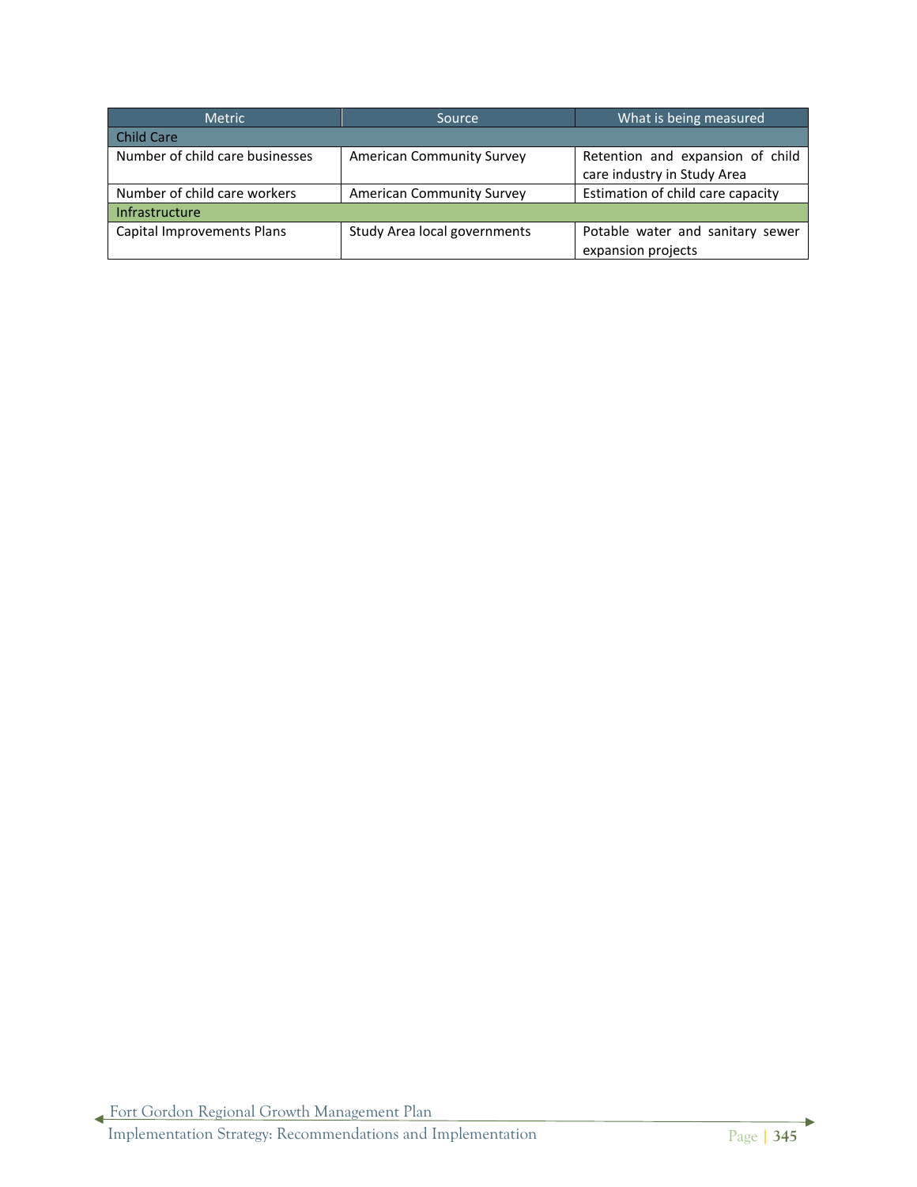| Metric | Source | What is being measured |
|---|---|---|
| Child Care | | |
| Number of child care businesses | American Community Survey | Retention and expansion of child care industry in Study Area |
| Number of child care workers | American Community Survey | Estimation of child care capacity |
| Infrastructure | | |
| Capital Improvements Plans | Study Area local governments | Potable water and sanitary sewer expansion projects |